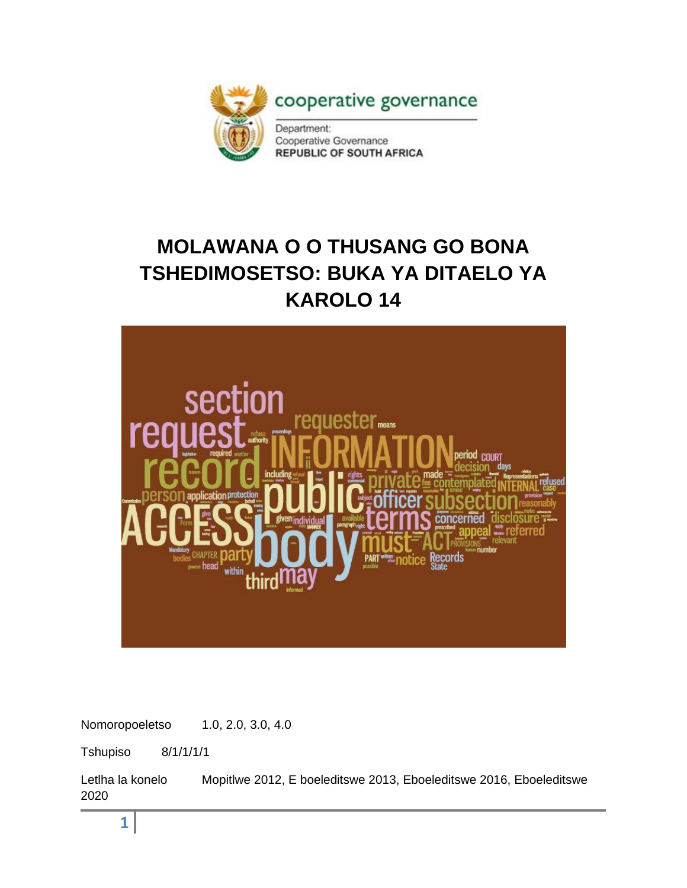cooperative governance

Department:
Cooperative Governance
REPUBLIC OF SOUTH AFRICA

# MOLAWANA O O THUSANG GO BONA TSHEDIMOSETSO: BUKA YA DITAELO YA KAROLO 14

Nomoropoeletso 1.0, 2.0, 3.0, 4.0

Tshupiso 8/1/1/1/1

Letlha la konelo Mopitlwe 2012, E boeleditswe 2013, Eboeleditswe 2016, Eboeleditswe 2020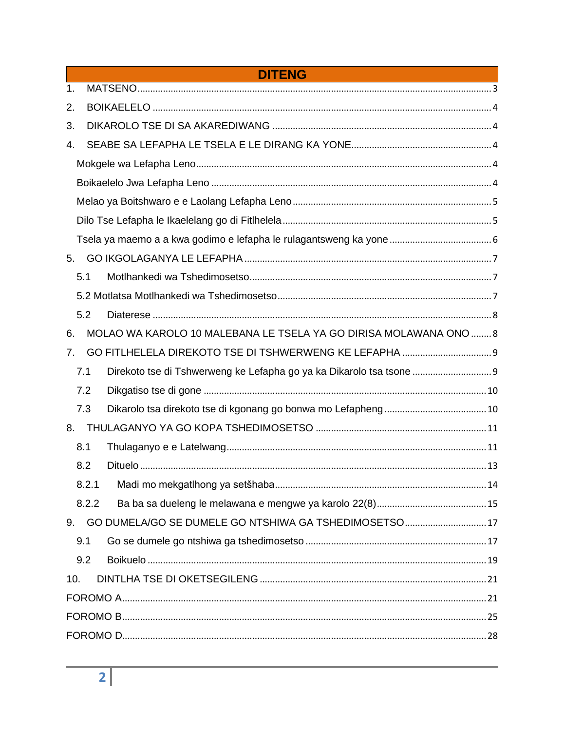# DITENG

1. MATSENO ... 3
2. BOIKAELELO ... 4
3. DIKAROLO TSE DI SA AKAREDIWANG ... 4
4. SEABE SA LEFAPHA LE TSELA E LE DIRANG KA YONE ... 4
   - Mokgele wa Lefapha Leno ... 4
   - Boikaelelo Jwa Lefapha Leno ... 4
   - Melao ya Boitshwaro e e Laolang Lefapha Leno ... 5
   - Dilo Tse Lefapha le Ikaelelang go di Fitlhelela ... 5
   - Tsela ya maemo a a kwa godimo e lefapha le rulagantsweng ka yone ... 6
5. GO IKGOLAGANYA LE LEFAPHA ... 7
   - 5.1 Motlhankedi wa Tshedimosetso ... 7
   - 5.2 Motlatsa Motlhankedi wa Tshedimosetso ... 7
   - 5.2 Diaterese ... 8
6. MOLAO WA KAROLO 10 MALEBANA LE TSELA YA GO DIRISA MOLAWANA ONO ... 8
7. GO FITLHELELA DIREKOTO TSE DI TSHWERWENG KE LEFAPHA ... 9
   - 7.1 Direkoto tse di Tshwerweng ke Lefapha go ya ka Dikarolo tsa tsone ... 9
   - 7.2 Dikgatiso tse di gone ... 10
   - 7.3 Dikarolo tsa direkoto tse di kgonang go bonwa mo Lefapheng ... 10
8. THULAGANYO YA GO KOPA TSHEDIMOSETSO ... 11
   - 8.1 Thulaganyo e e Latelwang ... 11
   - 8.2 Dituelo ... 13
   - 8.2.1 Madi mo mekgatlhong ya setšhaba ... 14
   - 8.2.2 Ba ba sa dueleng le melawana e mengwe ya karolo 22(8) ... 15
9. GO DUMELA/GO SE DUMELE GO NTSHIWA GA TSHEDIMOSETSO ... 17
   - 9.1 Go se dumele go ntshiwa ga tshedimosetso ... 17
   - 9.2 Boikuelo ... 19
10. DINTLHA TSE DI OKETSEGILENG ... 21

FOROMO A ... 21

FOROMO B ... 25

FOROMO D ... 28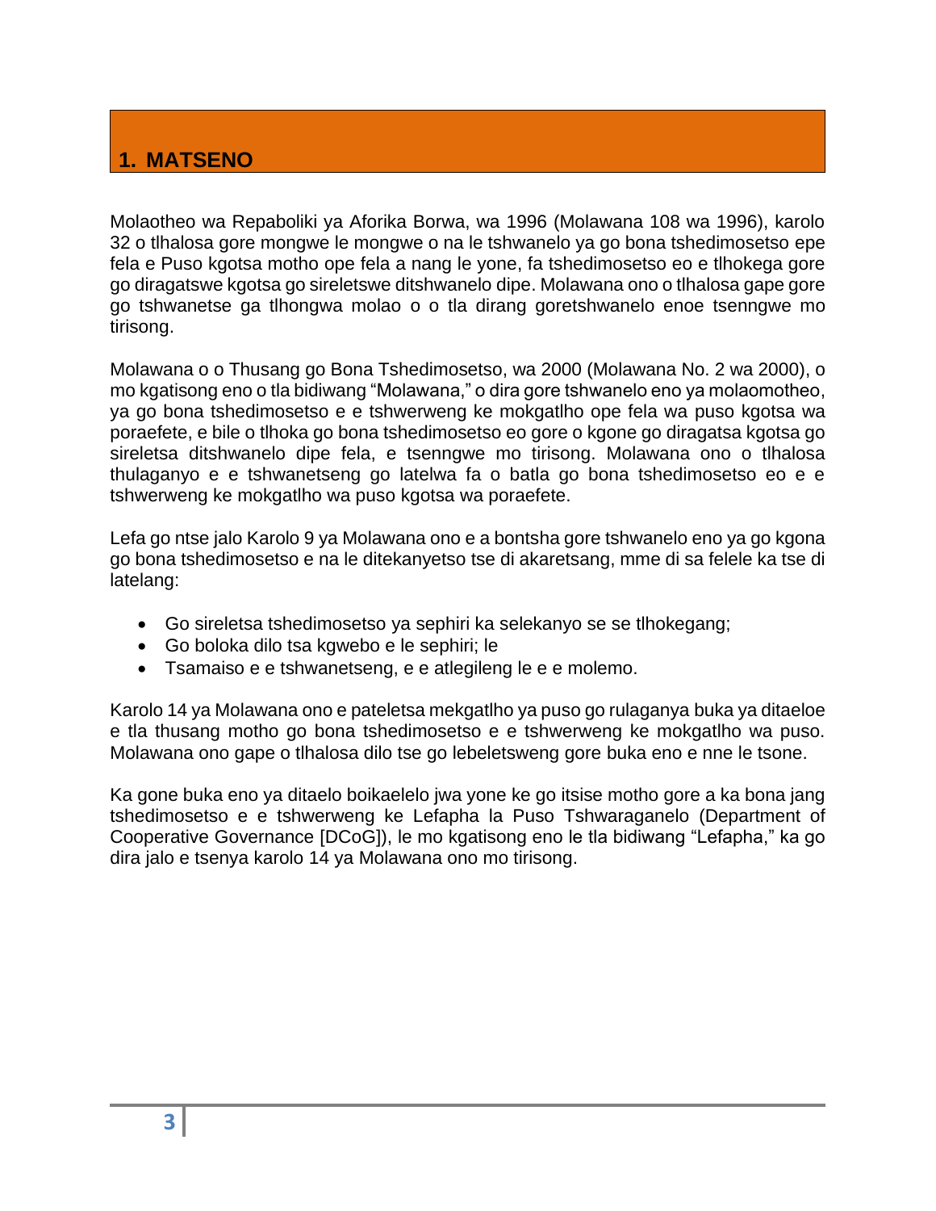# 1. MATSENO

Molaotheo wa Repaboliki ya Aforika Borwa, wa 1996 (Molawana 108 wa 1996), karolo 32 o tlhalosa gore mongwe le mongwe o na le tshwanelo ya go bona tshedimosetso epe fela e Puso kgotsa motho ope fela a nang le yone, fa tshedimosetso eo e tlhokega gore go diragatswe kgotsa go sireletswe ditshwanelo dipe. Molawana ono o tlhalosa gape gore go tshwanetse ga tlhongwa molao o o tla dirang goretshwanelo enoe tsenngwe mo tirisong.

Molawana o o Thusang go Bona Tshedimosetso, wa 2000 (Molawana No. 2 wa 2000), o mo kgatisong eno o tla bidiwang "Molawana," o dira gore tshwanelo eno ya molaomotheo, ya go bona tshedimosetso e e tshwerweng ke mokgatlho ope fela wa puso kgotsa wa poraefete, e bile o tlhoka go bona tshedimosetso eo gore o kgone go diragatsa kgotsa go sireletsa ditshwanelo dipe fela, e tsenngwe mo tirisong. Molawana ono o tlhalosa thulaganyo e e tshwanetseng go latelwa fa o batla go bona tshedimosetso eo e e tshwerweng ke mokgatlho wa puso kgotsa wa poraefete.

Lefa go ntse jalo Karolo 9 ya Molawana ono e a bontsha gore tshwanelo eno ya go kgona go bona tshedimosetso e na le ditekanyetso tse di akaretsang, mme di sa felele ka tse di latelang:

- Go sireletsa tshedimosetso ya sephiri ka selekanyo se se tlhokegang;
- Go boloka dilo tsa kgwebo e le sephiri; le
- Tsamaiso e e tshwanetseng, e e atlegileng le e e molemo.

Karolo 14 ya Molawana ono e pateletsa mekgatlho ya puso go rulaganya buka ya ditaeloe e tla thusang motho go bona tshedimosetso e e tshwerweng ke mokgatlho wa puso. Molawana ono gape o tlhalosa dilo tse go lebeletsweng gore buka eno e nne le tsone.

Ka gone buka eno ya ditaelo boikaelelo jwa yone ke go itsise motho gore a ka bona jang tshedimosetso e e tshwerweng ke Lefapha la Puso Tshwaraganelo (Department of Cooperative Governance [DCoG]), le mo kgatisong eno le tla bidiwang "Lefapha," ka go dira jalo e tsenya karolo 14 ya Molawana ono mo tirisong.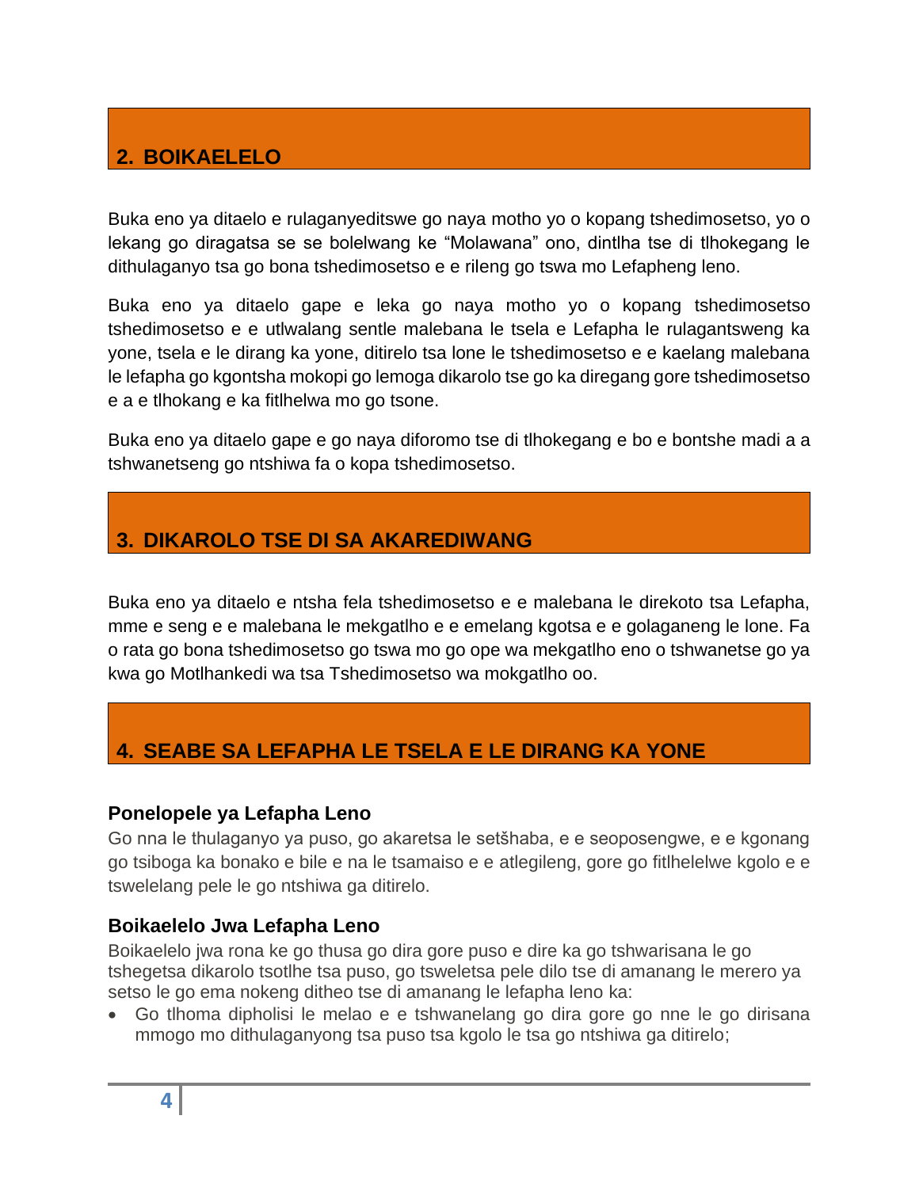## 2. BOIKAELELO

Buka eno ya ditaelo e rulaganyeditswe go naya motho yo o kopang tshedimosetso, yo o lekang go diragatsa se se bolelwang ke “Molawana” ono, dintlha tse di tlhokegang le dithulaganyo tsa go bona tshedimosetso e e rileng go tswa mo Lefapheng leno.

Buka eno ya ditaelo gape e leka go naya motho yo o kopang tshedimosetso tshedimosetso e e utlwalang sentle malebana le tsela e Lefapha le rulagantsweng ka yone, tsela e le dirang ka yone, ditirelo tsa lone le tshedimosetso e e kaelang malebana le lefapha go kgontsha mokopi go lemoga dikarolo tse go ka diregang gore tshedimosetso e a e tlhokang e ka fitlhelwa mo go tsone.

Buka eno ya ditaelo gape e go naya diforomo tse di tlhokegang e bo e bontshe madi a a tshwanetseng go ntshiwa fa o kopa tshedimosetso.

## 3. DIKAROLO TSE DI SA AKAREDIWANG

Buka eno ya ditaelo e ntsha fela tshedimosetso e e malebana le direkoto tsa Lefapha, mme e seng e e malebana le mekgatlho e e emelang kgotsa e e golaganeng le lone. Fa o rata go bona tshedimosetso go tswa mo go ope wa mekgatlho eno o tshwanetse go ya kwa go Motlhankedi wa tsa Tshedimosetso wa mokgatlho oo.

## 4. SEABE SA LEFAPHA LE TSELA E LE DIRANG KA YONE

### Ponelopele ya Lefapha Leno

Go nna le thulaganyo ya puso, go akaretsa le setšhaba, e e seoposengwe, e e kgonang go tsiboga ka bonako e bile e na le tsamaiso e e atlegileng, gore go fitlhelelwe kgolo e e tswelelang pele le go ntshiwa ga ditirelo.

### Boikaelelo Jwa Lefapha Leno

Boikaelelo jwa rona ke go thusa go dira gore puso e dire ka go tshwarisana le go tshegetsa dikarolo tsotlhe tsa puso, go tsweletsa pele dilo tse di amanang le merero ya setso le go ema nokeng ditheo tse di amanang le lefapha leno ka:

- Go tlhoma dipholisi le melao e e tshwanelang go dira gore go nne le go dirisana mmogo mo dithulaganyong tsa puso tsa kgolo le tsa go ntshiwa ga ditirelo;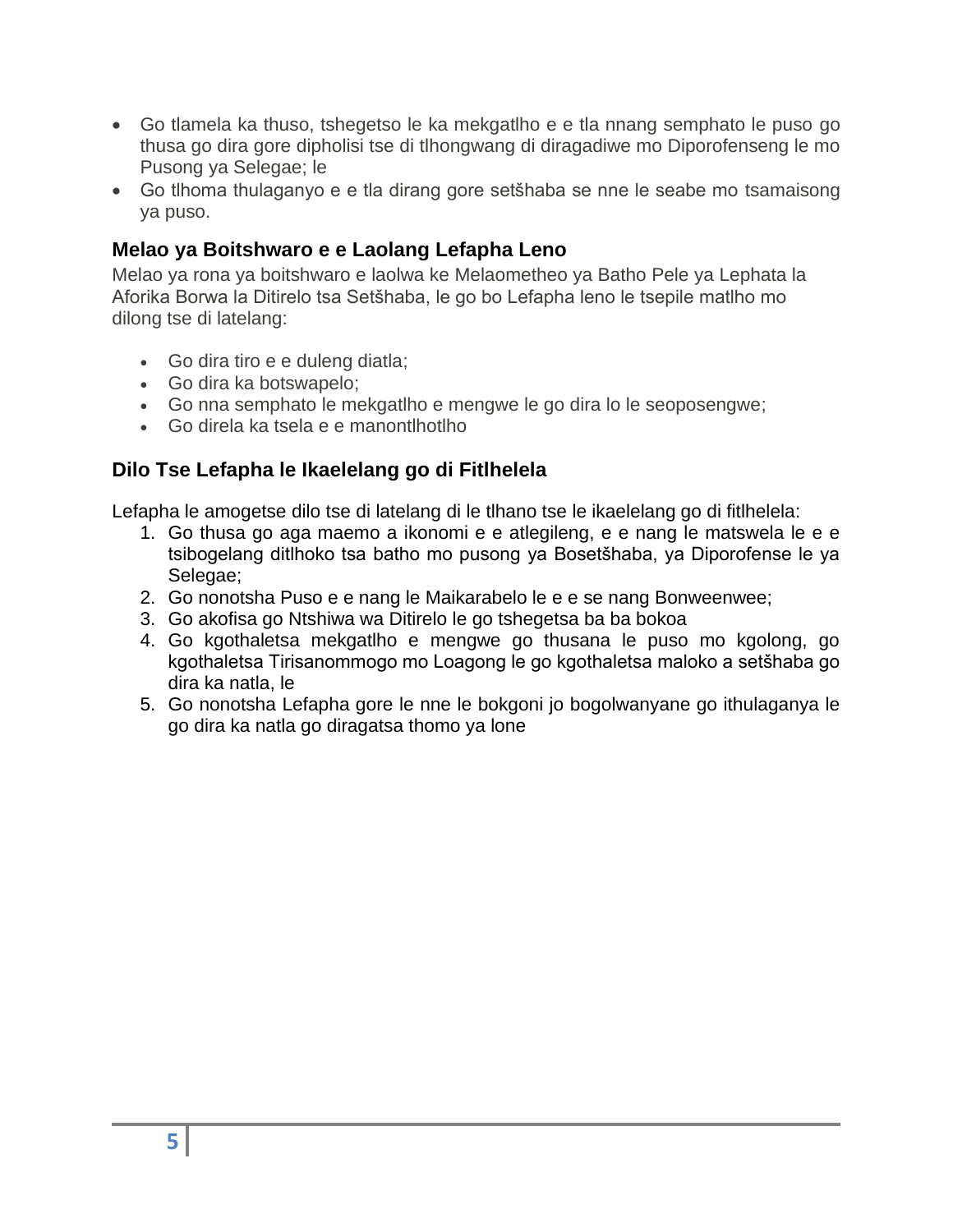- Go tlamela ka thuso, tshegetso le ka mekgatlho e e tla nnang semphato le puso go thusa go dira gore dipholisi tse di tlhongwang di diragadiwe mo Diporofenseng le mo Pusong ya Selegae; le
- Go tlhoma thulaganyo e e tla dirang gore setšhaba se nne le seabe mo tsamaisong ya puso.

### Melao ya Boitshwaro e e Laolang Lefapha Leno

Melao ya rona ya boitshwaro e laolwa ke Melaometheo ya Batho Pele ya Lephata la Aforika Borwa la Ditirelo tsa Setšhaba, le go bo Lefapha leno le tsepile matlho mo dilong tse di latelang:

- Go dira tiro e e duleng diatla;
- Go dira ka botswapelo;
- Go nna semphato le mekgatlho e mengwe le go dira lo le seoposengwe;
- Go direla ka tsela e e manontlhotlho

### Dilo Tse Lefapha le Ikaelelang go di Fitlhelela

Lefapha le amogetse dilo tse di latelang di le tlhano tse le ikaelelang go di fitlhelela:

1. Go thusa go aga maemo a ikonomi e e atlegileng, e e nang le matswela le e e tsibogelang ditlhoko tsa batho mo pusong ya Bosetšhaba, ya Diporofense le ya Selegae;
2. Go nonotsha Puso e e nang le Maikarabelo le e e se nang Bonweenwee;
3. Go akofisa go Ntshiwa wa Ditirelo le go tshegetsa ba ba bokoa
4. Go kgothaletsa mekgatlho e mengwe go thusana le puso mo kgolong, go kgothaletsa Tirisanommogo mo Loagong le go kgothaletsa maloko a setšhaba go dira ka natla, le
5. Go nonotsha Lefapha gore le nne le bokgoni jo bogolwanyane go ithulaganya le go dira ka natla go diragatsa thomo ya lone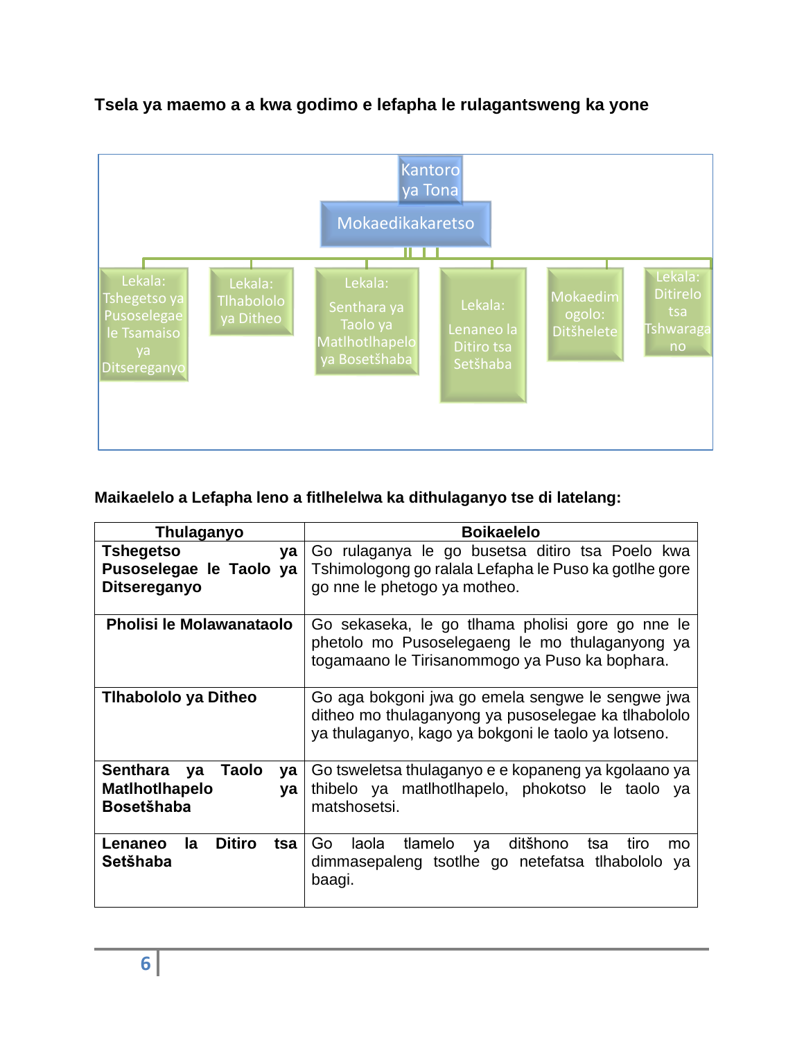**Tsela ya maemo a a kwa godimo e lefapha le rulagantsweng ka yone**

Kantoro ya Tona

Mokaedikakaretso

Lekala: Tshegetso ya Pusoselegae le Tsamaiso ya Ditsereganyo

Lekala: Tlhabololo ya Ditheo

Lekala: Senthara ya Taolo ya Matlhotlhapelo ya Bosetšhaba

Lekala: Lenaneo la Ditiro tsa Setšhaba

Mokaedimogolo: Ditšhelete

Lekala: Ditirelo tsa Tshwaragano

**Maikaelelo a Lefapha leno a fitlhelelwa ka dithulaganyo tse di latelang:**

| Thulaganyo | Boikaelelo |
|---|---|
| **Tshegetso ya Pusoselegae le Taolo ya Ditsereganyo** | Go rulaganya le go busetsa ditiro tsa Poelo kwa Tshimologong go ralala Lefapha le Puso ka gotlhe gore go nne le phetogo ya motheo. |
| **Pholisi le Molawanataolo** | Go sekaseka, le go tlhama pholisi gore go nne le phetolo mo Pusoselegaeng le mo thulaganyong ya togamaano le Tirisanommogo ya Puso ka bophara. |
| **Tlhabololo ya Ditheo** | Go aga bokgoni jwa go emela sengwe le sengwe jwa ditheo mo thulaganyong ya pusoselegae ka tlhabololo ya thulaganyo, kago ya bokgoni le taolo ya lotseno. |
| **Senthara ya Taolo ya Matlhotlhapelo ya Bosetšhaba** | Go tsweletsa thulaganyo e e kopaneng ya kgolaano ya thibelo ya matlhotlhapelo, phokotso le taolo ya matshosetsi. |
| **Lenaneo la Ditiro tsa Setšhaba** | Go laola tlamelo ya ditšhono tsa tiro mo dimmasepaleng tsotlhe go netefatsa tlhabololo ya baagi. |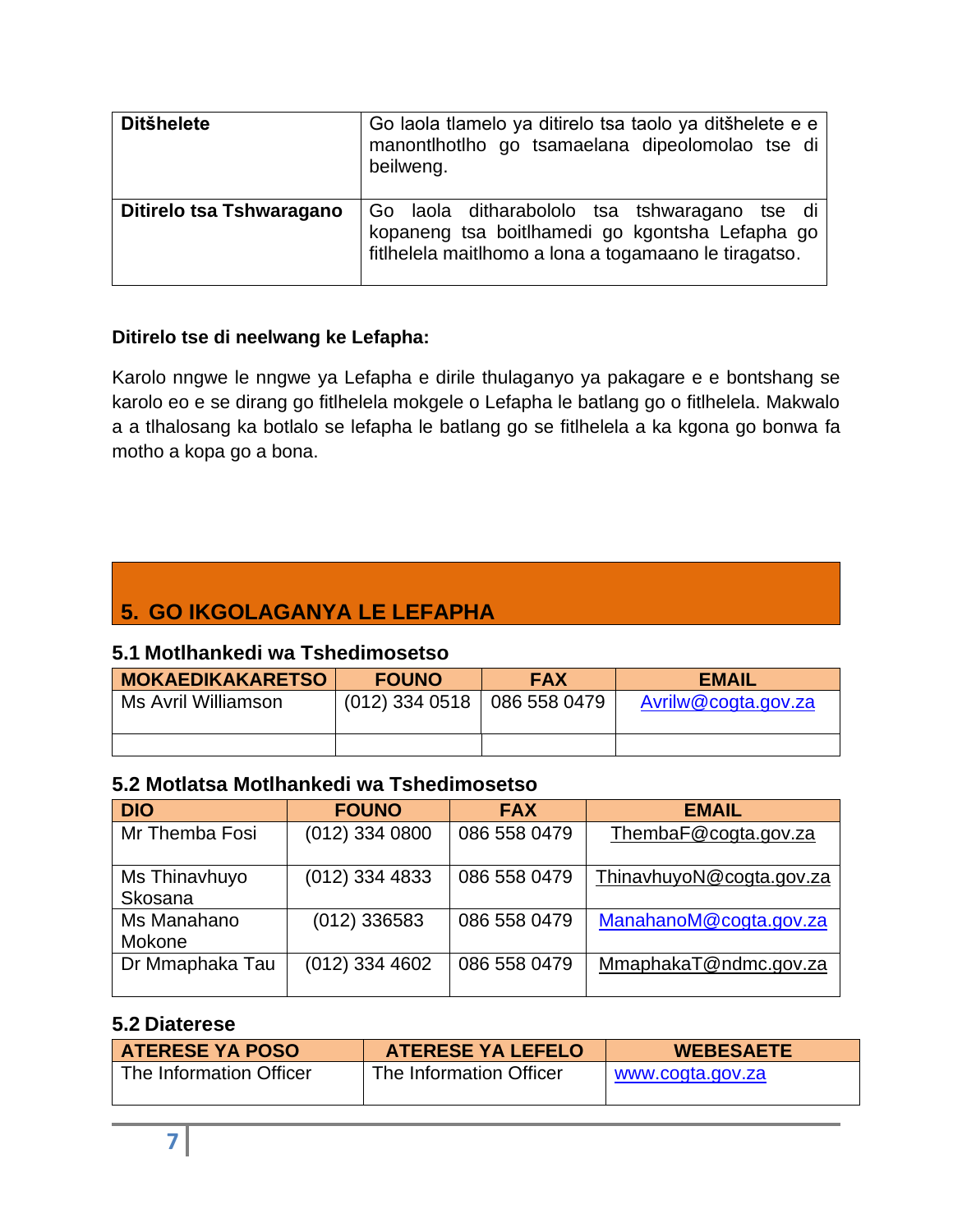| **Ditšhelete** | Go laola tlamelo ya ditirelo tsa taolo ya ditšhelete e e manontlhotlho go tsamaelana dipeolomolao tse di beilweng. |
|---|---|
| **Ditirelo tsa Tshwaragano** | Go laola ditharabololo tsa tshwaragano tse di kopaneng tsa boitlhamedi go kgontsha Lefapha go fitlhelela maitlhomo a lona a togamaano le tiragatso. |

**Ditirelo tse di neelwang ke Lefapha:**

Karolo nngwe le nngwe ya Lefapha e dirile thulaganyo ya pakagare e e bontshang se karolo eo e se dirang go fitlhelela mokgele o Lefapha le batlang go o fitlhelela. Makwalo a a tlhalosang ka botlalo se lefapha le batlang go se fitlhelela a ka kgona go bonwa fa motho a kopa go a bona.

## 5. GO IKGOLAGANYA LE LEFAPHA

### 5.1 Motlhankedi wa Tshedimosetso

| MOKAEDIKAKARETSO | FOUNO | FAX | EMAIL |
|---|---|---|---|
| Ms Avril Williamson | (012) 334 0518 | 086 558 0479 | Avrilw@cogta.gov.za |
| | | | |

### 5.2 Motlatsa Motlhankedi wa Tshedimosetso

| DIO | FOUNO | FAX | EMAIL |
|---|---|---|---|
| Mr Themba Fosi | (012) 334 0800 | 086 558 0479 | ThembaF@cogta.gov.za |
| Ms Thinavhuyo Skosana | (012) 334 4833 | 086 558 0479 | ThinavhuyoN@cogta.gov.za |
| Ms Manahano Mokone | (012) 336583 | 086 558 0479 | ManahanoM@cogta.gov.za |
| Dr Mmaphaka Tau | (012) 334 4602 | 086 558 0479 | MmaphakaT@ndmc.gov.za |

### 5.2 Diaterese

| ATERESE YA POSO | ATERESE YA LEFELO | WEBESAETE |
|---|---|---|
| The Information Officer | The Information Officer | www.cogta.gov.za |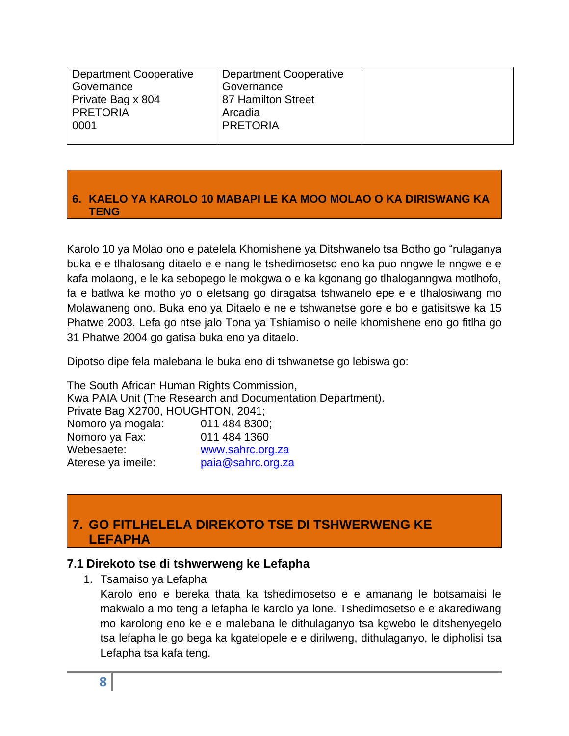| Department Cooperative Governance<br>Private Bag x 804<br>PRETORIA<br>0001 | Department Cooperative Governance<br>87 Hamilton Street<br>Arcadia<br>PRETORIA | |
|---|---|---|

## 6. KAELO YA KAROLO 10 MABAPI LE KA MOO MOLAO O KA DIRISWANG KA TENG

Karolo 10 ya Molao ono e patelela Khomishene ya Ditshwanelo tsa Botho go "rulaganya buka e e tlhalosang ditaelo e e nang le tshedimosetso eno ka puo nngwe le nngwe e e kafa molaong, e le ka sebopego le mokgwa o e ka kgonang go tlhaloganngwa motlhofo, fa e batlwa ke motho yo o eletsang go diragatsa tshwanelo epe e e tlhalosiwang mo Molawaneng ono. Buka eno ya Ditaelo e ne e tshwanetse gore e bo e gatisitswe ka 15 Phatwe 2003. Lefa go ntse jalo Tona ya Tshiamiso o neile khomishene eno go fitlha go 31 Phatwe 2004 go gatisa buka eno ya ditaelo.

Dipotso dipe fela malebana le buka eno di tshwanetse go lebiswa go:

The South African Human Rights Commission,
Kwa PAIA Unit (The Research and Documentation Department).
Private Bag X2700, HOUGHTON, 2041;

| | |
|---|---|
| Nomoro ya mogala: | 011 484 8300; |
| Nomoro ya Fax: | 011 484 1360 |
| Webesaete: | www.sahrc.org.za |
| Aterese ya imeile: | paia@sahrc.org.za |

## 7. GO FITLHELELA DIREKOTO TSE DI TSHWERWENG KE LEFAPHA

### 7.1 Direkoto tse di tshwerweng ke Lefapha

1. Tsamaiso ya Lefapha

   Karolo eno e bereka thata ka tshedimosetso e e amanang le botsamaisi le makwalo a mo teng a lefapha le karolo ya lone. Tshedimosetso e e akarediwang mo karolong eno ke e e malebana le dithulaganyo tsa kgwebo le ditshenyegelo tsa lefapha le go bega ka kgatelopele e e dirilweng, dithulaganyo, le dipholisi tsa Lefapha tsa kafa teng.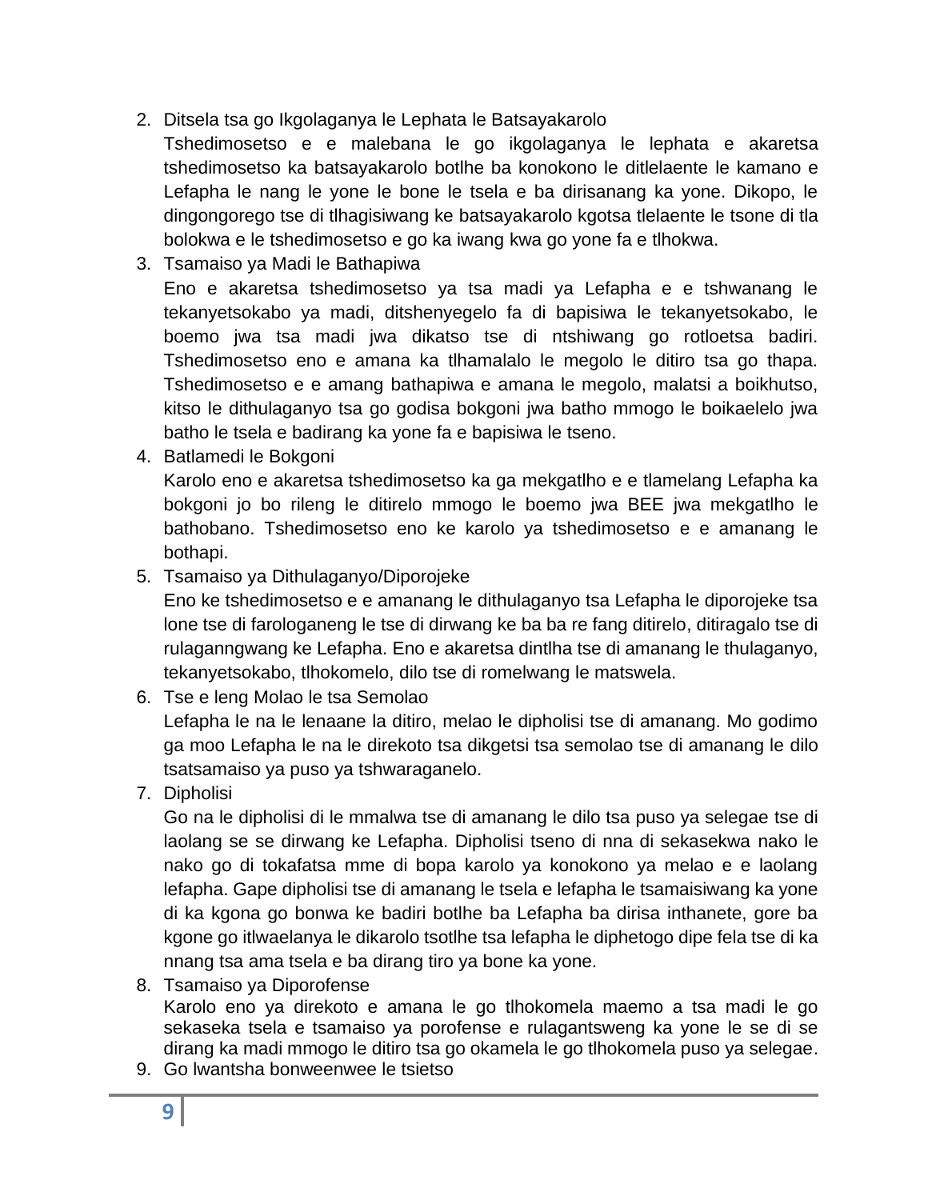2. Ditsela tsa go Ikgolaganya le Lephata le Batsayakarolo

   Tshedimosetso e e malebana le go ikgolaganya le lephata e akaretsa tshedimosetso ka batsayakarolo botlhe ba konokono le ditlelaente le kamano e Lefapha le nang le yone le bone le tsela e ba dirisanang ka yone. Dikopo, le dingongorego tse di tlhagisiwang ke batsayakarolo kgotsa tlelaente le tsone di tla bolokwa e le tshedimosetso e go ka iwang kwa go yone fa e tlhokwa.

3. Tsamaiso ya Madi le Bathapiwa

   Eno e akaretsa tshedimosetso ya tsa madi ya Lefapha e e tshwanang le tekanyetsokabo ya madi, ditshenyegelo fa di bapisiwa le tekanyetsokabo, le boemo jwa tsa madi jwa dikatso tse di ntshiwang go rotloetsa badiri. Tshedimosetso eno e amana ka tlhamalalo le megolo le ditiro tsa go thapa. Tshedimosetso e e amang bathapiwa e amana le megolo, malatsi a boikhutso, kitso le dithulaganyo tsa go godisa bokgoni jwa batho mmogo le boikaelelo jwa batho le tsela e badirang ka yone fa e bapisiwa le tseno.

4. Batlamedi le Bokgoni

   Karolo eno e akaretsa tshedimosetso ka ga mekgatlho e e tlamelang Lefapha ka bokgoni jo bo rileng le ditirelo mmogo le boemo jwa BEE jwa mekgatlho le bathobano. Tshedimosetso eno ke karolo ya tshedimosetso e e amanang le bothapi.

5. Tsamaiso ya Dithulaganyo/Diporojeke

   Eno ke tshedimosetso e e amanang le dithulaganyo tsa Lefapha le diporojeke tsa lone tse di farologaneng le tse di dirwang ke ba ba re fang ditirelo, ditiragalo tse di rulaganngwang ke Lefapha. Eno e akaretsa dintlha tse di amanang le thulaganyo, tekanyetsokabo, tlhokomelo, dilo tse di romelwang le matswela.

6. Tse e leng Molao le tsa Semolao

   Lefapha le na le lenaane la ditiro, melao le dipholisi tse di amanang. Mo godimo ga moo Lefapha le na le direkoto tsa dikgetsi tsa semolao tse di amanang le dilo tsatsamaiso ya puso ya tshwaraganelo.

7. Dipholisi

   Go na le dipholisi di le mmalwa tse di amanang le dilo tsa puso ya selegae tse di laolang se se dirwang ke Lefapha. Dipholisi tseno di nna di sekasekwa nako le nako go di tokafatsa mme di bopa karolo ya konokono ya melao e e laolang lefapha. Gape dipholisi tse di amanang le tsela e lefapha le tsamaisiwang ka yone di ka kgona go bonwa ke badiri botlhe ba Lefapha ba dirisa inthanete, gore ba kgone go itlwaelanya le dikarolo tsotlhe tsa lefapha le diphetogo dipe fela tse di ka nnang tsa ama tsela e ba dirang tiro ya bone ka yone.

8. Tsamaiso ya Diporofense

   Karolo eno ya direkoto e amana le go tlhokomela maemo a tsa madi le go sekaseka tsela e tsamaiso ya porofense e rulagantsweng ka yone le se di se dirang ka madi mmogo le ditiro tsa go okamela le go tlhokomela puso ya selegae.

9. Go lwantsha bonweenwee le tsietso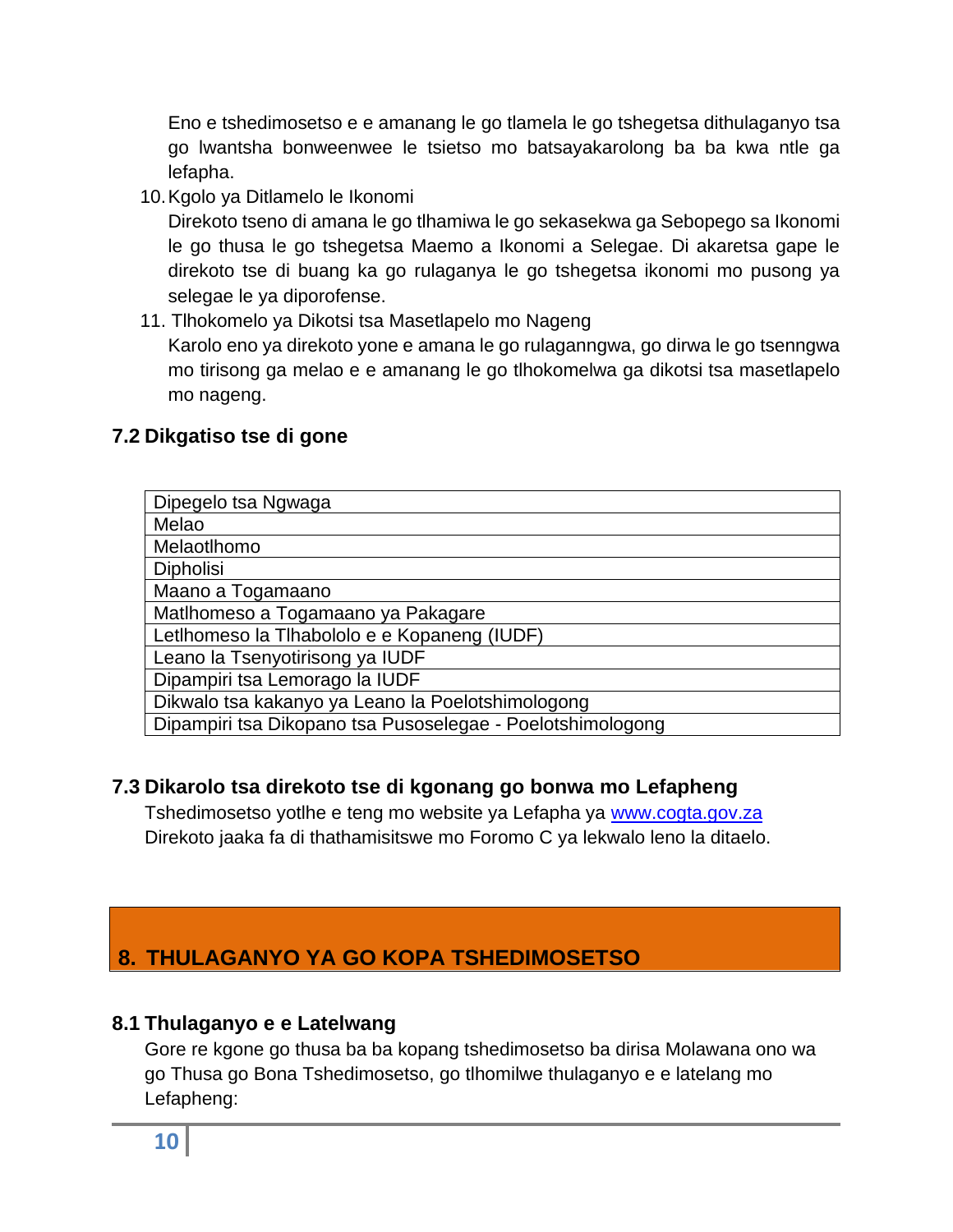Eno e tshedimosetso e e amanang le go tlamela le go tshegetsa dithulaganyo tsa go lwantsha bonweenwee le tsietso mo batsayakarolong ba ba kwa ntle ga lefapha.

10. Kgolo ya Ditlamelo le Ikonomi

    Direkoto tseno di amana le go tlhamiwa le go sekasekwa ga Sebopego sa Ikonomi le go thusa le go tshegetsa Maemo a Ikonomi a Selegae. Di akaretsa gape le direkoto tse di buang ka go rulaganya le go tshegetsa ikonomi mo pusong ya selegae le ya diporofense.

11. Tlhokomelo ya Dikotsi tsa Masetlapelo mo Nageng

    Karolo eno ya direkoto yone e amana le go rulaganngwa, go dirwa le go tsenngwa mo tirisong ga melao e e amanang le go tlhokomelwa ga dikotsi tsa masetlapelo mo nageng.

### 7.2 Dikgatiso tse di gone

| Dipegelo tsa Ngwaga |
|---|
| Melao |
| Melaotlhomo |
| Dipholisi |
| Maano a Togamaano |
| Matlhomeso a Togamaano ya Pakagare |
| Letlhomeso la Tlhabololo e e Kopaneng (IUDF) |
| Leano la Tsenyotirisong ya IUDF |
| Dipampiri tsa Lemorago la IUDF |
| Dikwalo tsa kakanyo ya Leano la Poelotshimologong |
| Dipampiri tsa Dikopano tsa Pusoselegae - Poelotshimologong |

### 7.3 Dikarolo tsa direkoto tse di kgonang go bonwa mo Lefapheng

Tshedimosetso yotlhe e teng mo website ya Lefapha ya www.cogta.gov.za
Direkoto jaaka fa di thathamisitswe mo Foromo C ya lekwalo leno la ditaelo.

## 8. THULAGANYO YA GO KOPA TSHEDIMOSETSO

### 8.1 Thulaganyo e e Latelwang

Gore re kgone go thusa ba ba kopang tshedimosetso ba dirisa Molawana ono wa go Thusa go Bona Tshedimosetso, go tlhomilwe thulaganyo e e latelang mo Lefapheng: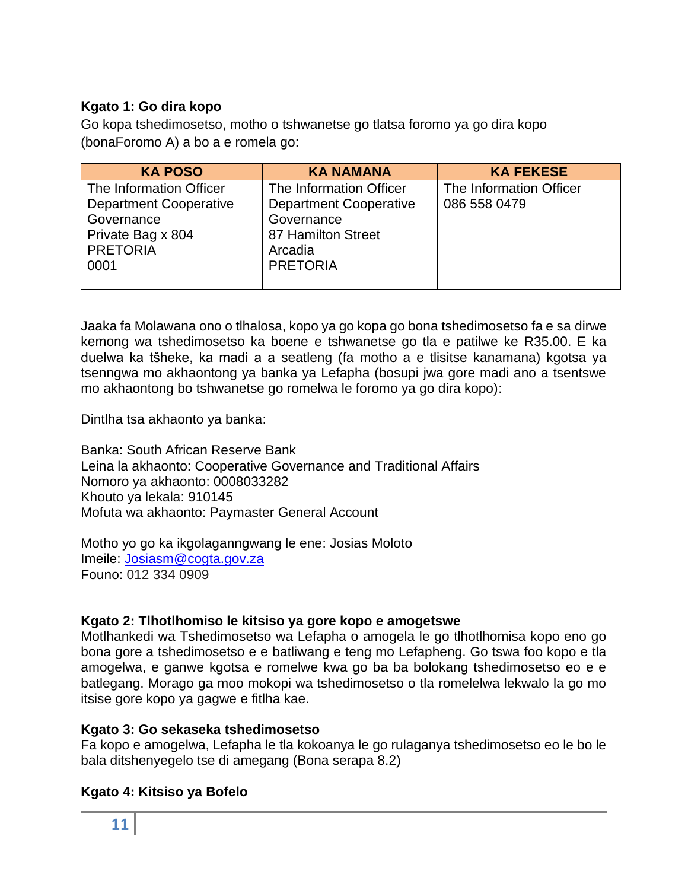**Kgato 1: Go dira kopo**

Go kopa tshedimosetso, motho o tshwanetse go tlatsa foromo ya go dira kopo (bonaForomo A) a bo a e romela go:

| KA POSO | KA NAMANA | KA FEKESE |
|---|---|---|
| The Information Officer<br>Department Cooperative Governance<br>Private Bag x 804<br>PRETORIA<br>0001 | The Information Officer<br>Department Cooperative Governance<br>87 Hamilton Street<br>Arcadia<br>PRETORIA | The Information Officer<br>086 558 0479 |

Jaaka fa Molawana ono o tlhalosa, kopo ya go kopa go bona tshedimosetso fa e sa dirwe kemong wa tshedimosetso ka boene e tshwanetse go tla e patilwe ke R35.00. E ka duelwa ka tšheke, ka madi a a seatleng (fa motho a e tlisitse kanamana) kgotsa ya tsenngwa mo akhaontong ya banka ya Lefapha (bosupi jwa gore madi ano a tsentswe mo akhaontong bo tshwanetse go romelwa le foromo ya go dira kopo):

Dintlha tsa akhaonto ya banka:

Banka: South African Reserve Bank
Leina la akhaonto: Cooperative Governance and Traditional Affairs
Nomoro ya akhaonto: 0008033282
Khouto ya lekala: 910145
Mofuta wa akhaonto: Paymaster General Account

Motho yo go ka ikgolaganngwang le ene: Josias Moloto
Imeile: Josiasm@cogta.gov.za
Founo: 012 334 0909

**Kgato 2: Tlhotlhomiso le kitsiso ya gore kopo e amogetswe**

Motlhankedi wa Tshedimosetso wa Lefapha o amogela le go tlhotlhomisa kopo eno go bona gore a tshedimosetso e e batliwang e teng mo Lefapheng. Go tswa foo kopo e tla amogelwa, e ganwe kgotsa e romelwe kwa go ba ba bolokang tshedimosetso eo e e batlegang. Morago ga moo mokopi wa tshedimosetso o tla romelelwa lekwalo la go mo itsise gore kopo ya gagwe e fitlha kae.

**Kgato 3: Go sekaseka tshedimosetso**

Fa kopo e amogelwa, Lefapha le tla kokoanya le go rulaganya tshedimosetso eo le bo le bala ditshenyegelo tse di amegang (Bona serapa 8.2)

**Kgato 4: Kitsiso ya Bofelo**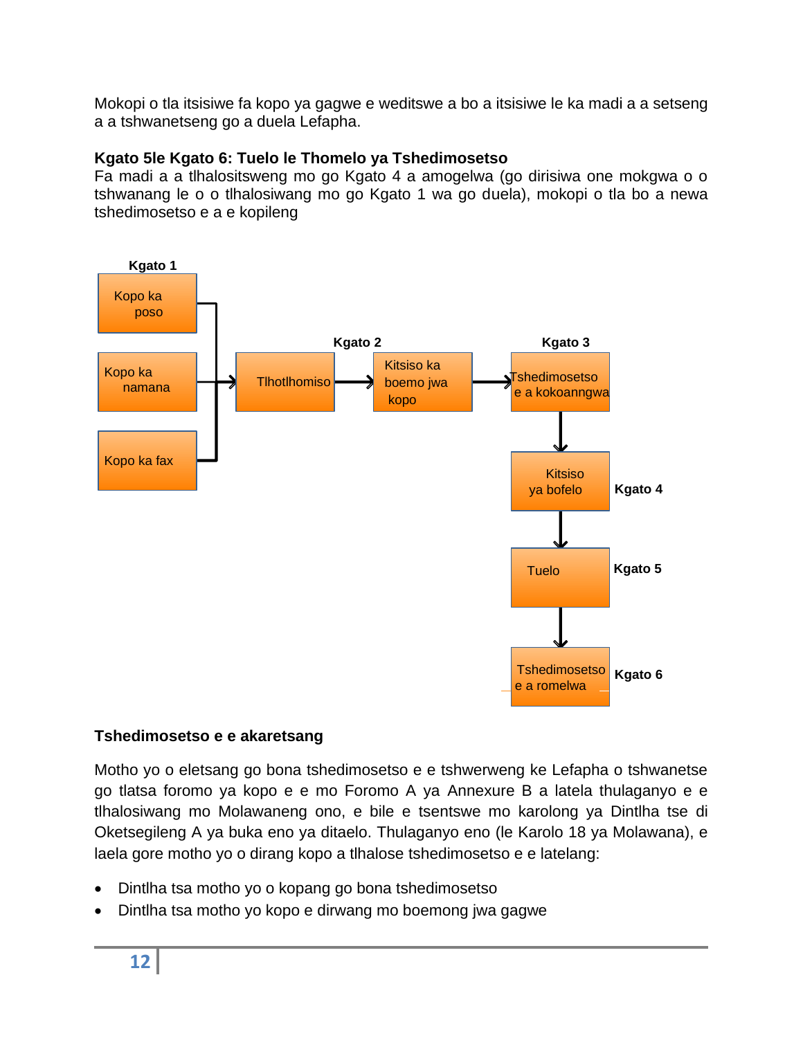Mokopi o tla itsisiwe fa kopo ya gagwe e weditswe a bo a itsisiwe le ka madi a a setseng a a tshwanetseng go a duela Lefapha.

**Kgato 5le Kgato 6: Tuelo le Thomelo ya Tshedimosetso**
Fa madi a a tlhalositsweng mo go Kgato 4 a amogelwa (go dirisiwa one mokgwa o o tshwanang le o o tlhalosiwang mo go Kgato 1 wa go duela), mokopi o tla bo a newa tshedimosetso e a e kopileng

Kgato 1

Kopo ka poso

Kopo ka namana

Kopo ka fax

Kgato 2

Tlhotlhomiso

Kitsiso ka boemo jwa kopo

Kgato 3

Tshedimosetso e a kokoanngwa

Kitsiso ya bofelo — Kgato 4

Tuelo — Kgato 5

Tshedimosetso e a romelwa — Kgato 6

**Tshedimosetso e e akaretsang**

Motho yo o eletsang go bona tshedimosetso e e tshwerweng ke Lefapha o tshwanetse go tlatsa foromo ya kopo e e mo Foromo A ya Annexure B a latela thulaganyo e e tlhalosiwang mo Molawaneng ono, e bile e tsentswe mo karolong ya Dintlha tse di Oketsegileng A ya buka eno ya ditaelo. Thulaganyo eno (le Karolo 18 ya Molawana), e laela gore motho yo o dirang kopo a tlhalose tshedimosetso e e latelang:

- Dintlha tsa motho yo o kopang go bona tshedimosetso
- Dintlha tsa motho yo kopo e dirwang mo boemong jwa gagwe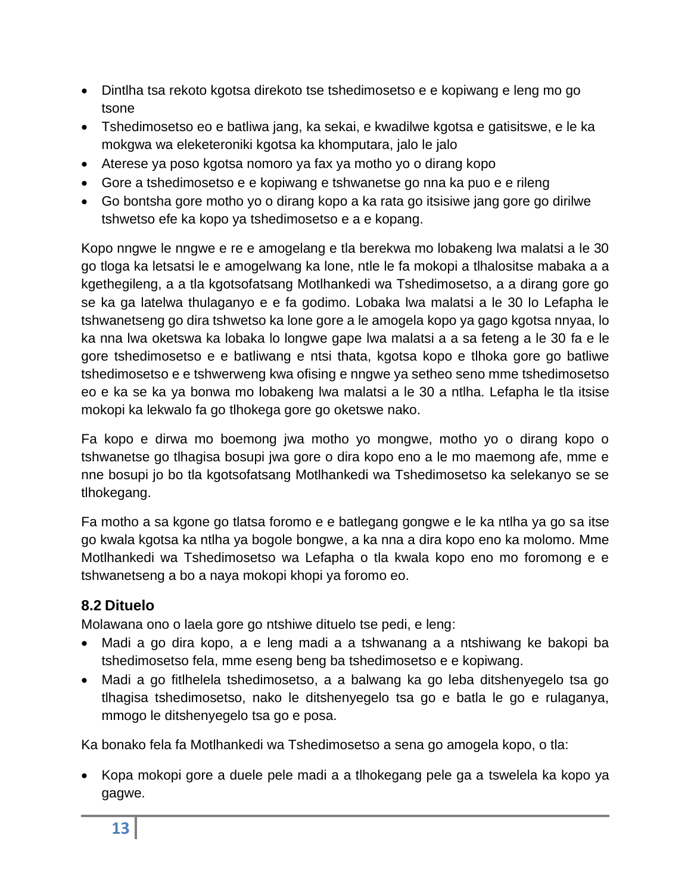- Dintlha tsa rekoto kgotsa direkoto tse tshedimosetso e e kopiwang e leng mo go tsone
- Tshedimosetso eo e batliwa jang, ka sekai, e kwadilwe kgotsa e gatisitswe, e le ka mokgwa wa eleketeroniki kgotsa ka khomputara, jalo le jalo
- Aterese ya poso kgotsa nomoro ya fax ya motho yo o dirang kopo
- Gore a tshedimosetso e e kopiwang e tshwanetse go nna ka puo e e rileng
- Go bontsha gore motho yo o dirang kopo a ka rata go itsisiwe jang gore go dirilwe tshwetso efe ka kopo ya tshedimosetso e a e kopang.

Kopo nngwe le nngwe e re e amogelang e tla berekwa mo lobakeng lwa malatsi a le 30 go tloga ka letsatsi le e amogelwang ka lone, ntle le fa mokopi a tlhalositse mabaka a a kgethegileng, a a tla kgotsofatsang Motlhankedi wa Tshedimosetso, a a dirang gore go se ka ga latelwa thulaganyo e e fa godimo. Lobaka lwa malatsi a le 30 lo Lefapha le tshwanetseng go dira tshwetso ka lone gore a le amogela kopo ya gago kgotsa nnyaa, lo ka nna lwa oketswa ka lobaka lo longwe gape lwa malatsi a a sa feteng a le 30 fa e le gore tshedimosetso e e batliwang e ntsi thata, kgotsa kopo e tlhoka gore go batliwe tshedimosetso e e tshwerweng kwa ofising e nngwe ya setheo seno mme tshedimosetso eo e ka se ka ya bonwa mo lobakeng lwa malatsi a le 30 a ntlha. Lefapha le tla itsise mokopi ka lekwalo fa go tlhokega gore go oketswe nako.

Fa kopo e dirwa mo boemong jwa motho yo mongwe, motho yo o dirang kopo o tshwanetse go tlhagisa bosupi jwa gore o dira kopo eno a le mo maemong afe, mme e nne bosupi jo bo tla kgotsofatsang Motlhankedi wa Tshedimosetso ka selekanyo se se tlhokegang.

Fa motho a sa kgone go tlatsa foromo e e batlegang gongwe e le ka ntlha ya go sa itse go kwala kgotsa ka ntlha ya bogole bongwe, a ka nna a dira kopo eno ka molomo. Mme Motlhankedi wa Tshedimosetso wa Lefapha o tla kwala kopo eno mo foromong e e tshwanetseng a bo a naya mokopi khopi ya foromo eo.

### 8.2 Dituelo

Molawana ono o laela gore go ntshiwe dituelo tse pedi, e leng:

- Madi a go dira kopo, a e leng madi a a tshwanang a a ntshiwang ke bakopi ba tshedimosetso fela, mme eseng beng ba tshedimosetso e e kopiwang.
- Madi a go fitlhelela tshedimosetso, a a balwang ka go leba ditshenyegelo tsa go tlhagisa tshedimosetso, nako le ditshenyegelo tsa go e batla le go e rulaganya, mmogo le ditshenyegelo tsa go e posa.

Ka bonako fela fa Motlhankedi wa Tshedimosetso a sena go amogela kopo, o tla:

- Kopa mokopi gore a duele pele madi a a tlhokegang pele ga a tswelela ka kopo ya gagwe.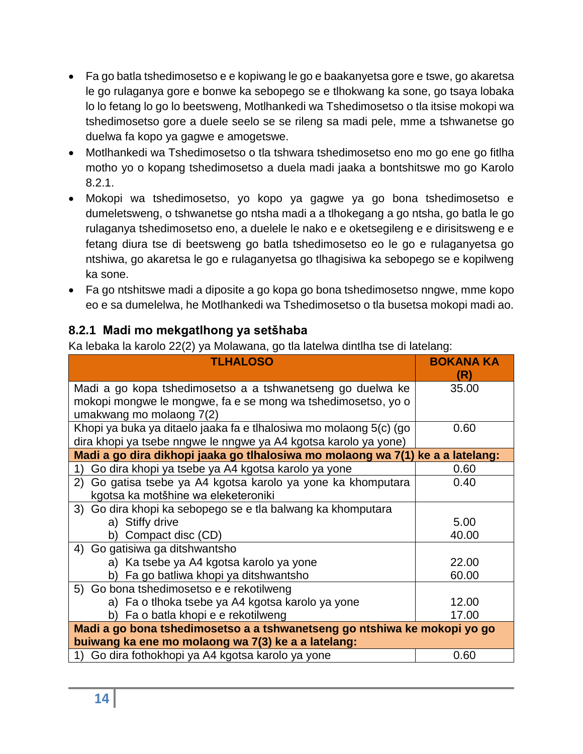- Fa go batla tshedimosetso e e kopiwang le go e baakanyetsa gore e tswe, go akaretsa le go rulaganya gore e bonwe ka sebopego se e tlhokwang ka sone, go tsaya lobaka lo lo fetang lo go lo beetsweng, Motlhankedi wa Tshedimosetso o tla itsise mokopi wa tshedimosetso gore a duele seelo se se rileng sa madi pele, mme a tshwanetse go duelwa fa kopo ya gagwe e amogetswe.
- Motlhankedi wa Tshedimosetso o tla tshwara tshedimosetso eno mo go ene go fitlha motho yo o kopang tshedimosetso a duela madi jaaka a bontshitswe mo go Karolo 8.2.1.
- Mokopi wa tshedimosetso, yo kopo ya gagwe ya go bona tshedimosetso e dumeletsweng, o tshwanetse go ntsha madi a a tlhokegang a go ntsha, go batla le go rulaganya tshedimosetso eno, a duelele le nako e e oketsegileng e e dirisitsweng e e fetang diura tse di beetsweng go batla tshedimosetso eo le go e rulaganyetsa go ntshiwa, go akaretsa le go e rulaganyetsa go tlhagisiwa ka sebopego se e kopilweng ka sone.
- Fa go ntshitswe madi a diposite a go kopa go bona tshedimosetso nngwe, mme kopo eo e sa dumelelwa, he Motlhankedi wa Tshedimosetso o tla busetsa mokopi madi ao.

### 8.2.1 Madi mo mekgatlhong ya setšhaba

Ka lebaka la karolo 22(2) ya Molawana, go tla latelwa dintlha tse di latelang:

| TLHALOSO | BOKANA KA (R) |
|---|---|
| Madi a go kopa tshedimosetso a a tshwanetseng go duelwa ke mokopi mongwe le mongwe, fa e se mong wa tshedimosetso, yo o umakwang mo molaong 7(2) | 35.00 |
| Khopi ya buka ya ditaelo jaaka fa e tlhalosiwa mo molaong 5(c) (go dira khopi ya tsebe nngwe le nngwe ya A4 kgotsa karolo ya yone) | 0.60 |
| **Madi a go dira dikhopi jaaka go tlhalosiwa mo molaong wa 7(1) ke a a latelang:** | |
| 1) Go dira khopi ya tsebe ya A4 kgotsa karolo ya yone | 0.60 |
| 2) Go gatisa tsebe ya A4 kgotsa karolo ya yone ka khomputara kgotsa ka motšhine wa eleketeroniki | 0.40 |
| 3) Go dira khopi ka sebopego se e tla balwang ka khomputara<br>a) Stiffy drive<br>b) Compact disc (CD) | <br>5.00<br>40.00 |
| 4) Go gatisiwa ga ditshwantsho<br>a) Ka tsebe ya A4 kgotsa karolo ya yone<br>b) Fa go batliwa khopi ya ditshwantsho | <br>22.00<br>60.00 |
| 5) Go bona tshedimosetso e e rekotilweng<br>a) Fa o tlhoka tsebe ya A4 kgotsa karolo ya yone<br>b) Fa o batla khopi e e rekotilweng | <br>12.00<br>17.00 |
| **Madi a go bona tshedimosetso a a tshwanetseng go ntshiwa ke mokopi yo go buiwang ka ene mo molaong wa 7(3) ke a a latelang:** | |
| 1) Go dira fothokhopi ya A4 kgotsa karolo ya yone | 0.60 |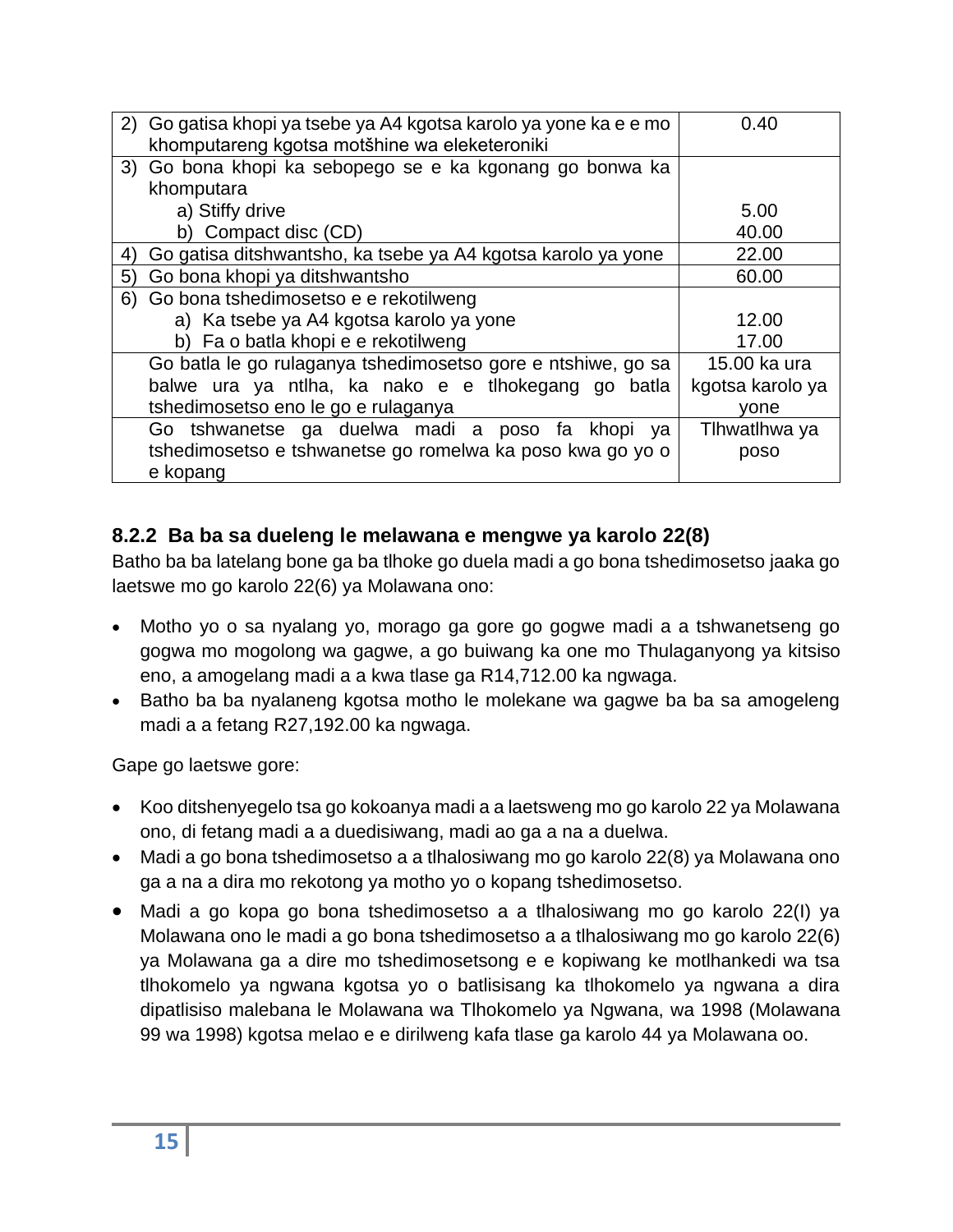| | |
|---|---|
| 2) Go gatisa khopi ya tsebe ya A4 kgotsa karolo ya yone ka e e mo khomputareng kgotsa motšhine wa eleketeroniki | 0.40 |
| 3) Go bona khopi ka sebopego se e ka kgonang go bonwa ka khomputara<br>a) Stiffy drive<br>b) Compact disc (CD) | <br><br>5.00<br>40.00 |
| 4) Go gatisa ditshwantsho, ka tsebe ya A4 kgotsa karolo ya yone | 22.00 |
| 5) Go bona khopi ya ditshwantsho | 60.00 |
| 6) Go bona tshedimosetso e e rekotilweng<br>a) Ka tsebe ya A4 kgotsa karolo ya yone<br>b) Fa o batla khopi e e rekotilweng | <br>12.00<br>17.00 |
| Go batla le go rulaganya tshedimosetso gore e ntshiwe, go sa balwe ura ya ntlha, ka nako e e tlhokegang go batla tshedimosetso eno le go e rulaganya | 15.00 ka ura kgotsa karolo ya yone |
| Go tshwanetse ga duelwa madi a poso fa khopi ya tshedimosetso e tshwanetse go romelwa ka poso kwa go yo o e kopang | Tlhwatlhwa ya poso |

### 8.2.2 Ba ba sa dueleng le melawana e mengwe ya karolo 22(8)

Batho ba ba latelang bone ga ba tlhoke go duela madi a go bona tshedimosetso jaaka go laetswe mo go karolo 22(6) ya Molawana ono:

- Motho yo o sa nyalang yo, morago ga gore go gogwe madi a a tshwanetseng go gogwa mo mogolong wa gagwe, a go buiwang ka one mo Thulaganyong ya kitsiso eno, a amogelang madi a a kwa tlase ga R14,712.00 ka ngwaga.
- Batho ba ba nyalaneng kgotsa motho le molekane wa gagwe ba ba sa amogeleng madi a a fetang R27,192.00 ka ngwaga.

Gape go laetswe gore:

- Koo ditshenyegelo tsa go kokoanya madi a a laetsweng mo go karolo 22 ya Molawana ono, di fetang madi a a duedisiwang, madi ao ga a na a duelwa.
- Madi a go bona tshedimosetso a a tlhalosiwang mo go karolo 22(8) ya Molawana ono ga a na a dira mo rekotong ya motho yo o kopang tshedimosetso.
- Madi a go kopa go bona tshedimosetso a a tlhalosiwang mo go karolo 22(I) ya Molawana ono le madi a go bona tshedimosetso a a tlhalosiwang mo go karolo 22(6) ya Molawana ga a dire mo tshedimosetsong e e kopiwang ke motlhankedi wa tsa tlhokomelo ya ngwana kgotsa yo o batlisisang ka tlhokomelo ya ngwana a dira dipatlisiso malebana le Molawana wa Tlhokomelo ya Ngwana, wa 1998 (Molawana 99 wa 1998) kgotsa melao e e dirilweng kafa tlase ga karolo 44 ya Molawana oo.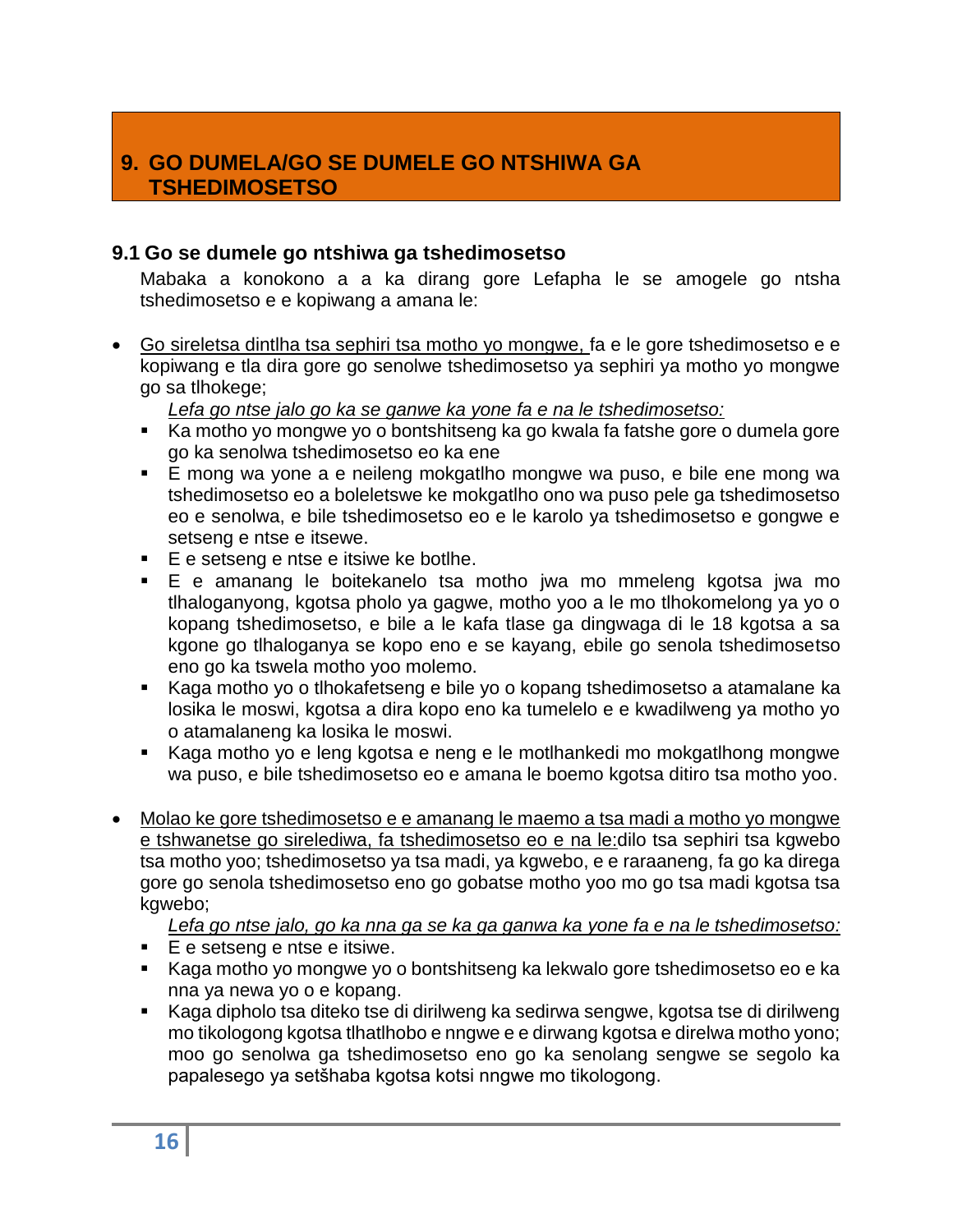## 9. GO DUMELA/GO SE DUMELE GO NTSHIWA GA TSHEDIMOSETSO

### 9.1 Go se dumele go ntshiwa ga tshedimosetso

Mabaka a konokono a a ka dirang gore Lefapha le se amogele go ntsha tshedimosetso e e kopiwang a amana le:

- Go sireletsa dintlha tsa sephiri tsa motho yo mongwe, fa e le gore tshedimosetso e e kopiwang e tla dira gore go senolwe tshedimosetso ya sephiri ya motho yo mongwe go sa tlhokege;

  *Lefa go ntse jalo go ka se ganwe ka yone fa e na le tshedimosetso:*

  - Ka motho yo mongwe yo o bontshitseng ka go kwala fa fatshe gore o dumela gore go ka senolwa tshedimosetso eo ka ene
  - E mong wa yone a e neileng mokgatlho mongwe wa puso, e bile ene mong wa tshedimosetso eo a boleletswe ke mokgatlho ono wa puso pele ga tshedimosetso eo e senolwa, e bile tshedimosetso eo e le karolo ya tshedimosetso e gongwe e setseng e ntse e itsewe.
  - E e setseng e ntse e itsiwe ke botlhe.
  - E e amanang le boitekanelo tsa motho jwa mo mmeleng kgotsa jwa mo tlhaloganyong, kgotsa pholo ya gagwe, motho yoo a le mo tlhokomelong ya yo o kopang tshedimosetso, e bile a le kafa tlase ga dingwaga di le 18 kgotsa a sa kgone go tlhaloganya se kopo eno e se kayang, ebile go senola tshedimosetso eno go ka tswela motho yoo molemo.
  - Kaga motho yo o tlhokafetseng e bile yo o kopang tshedimosetso a atamalane ka losika le moswi, kgotsa a dira kopo eno ka tumelelo e e kwadilweng ya motho yo o atamalaneng ka losika le moswi.
  - Kaga motho yo e leng kgotsa e neng e le motlhankedi mo mokgatlhong mongwe wa puso, e bile tshedimosetso eo e amana le boemo kgotsa ditiro tsa motho yoo.

- Molao ke gore tshedimosetso e e amanang le maemo a tsa madi a motho yo mongwe e tshwanetse go sirelediwa, fa tshedimosetso eo e na le:dilo tsa sephiri tsa kgwebo tsa motho yoo; tshedimosetso ya tsa madi, ya kgwebo, e e raraaneng, fa go ka direga gore go senola tshedimosetso eno go gobatse motho yoo mo go tsa madi kgotsa tsa kgwebo;

  *Lefa go ntse jalo, go ka nna ga se ka ga ganwa ka yone fa e na le tshedimosetso:*

  - E e setseng e ntse e itsiwe.
  - Kaga motho yo mongwe yo o bontshitseng ka lekwalo gore tshedimosetso eo e ka nna ya newa yo o e kopang.
  - Kaga dipholo tsa diteko tse di dirilweng ka sedirwa sengwe, kgotsa tse di dirilweng mo tikologong kgotsa tlhatlhobo e nngwe e e dirwang kgotsa e direlwa motho yono; moo go senolwa ga tshedimosetso eno go ka senolang sengwe se segolo ka papalesego ya setšhaba kgotsa kotsi nngwe mo tikologong.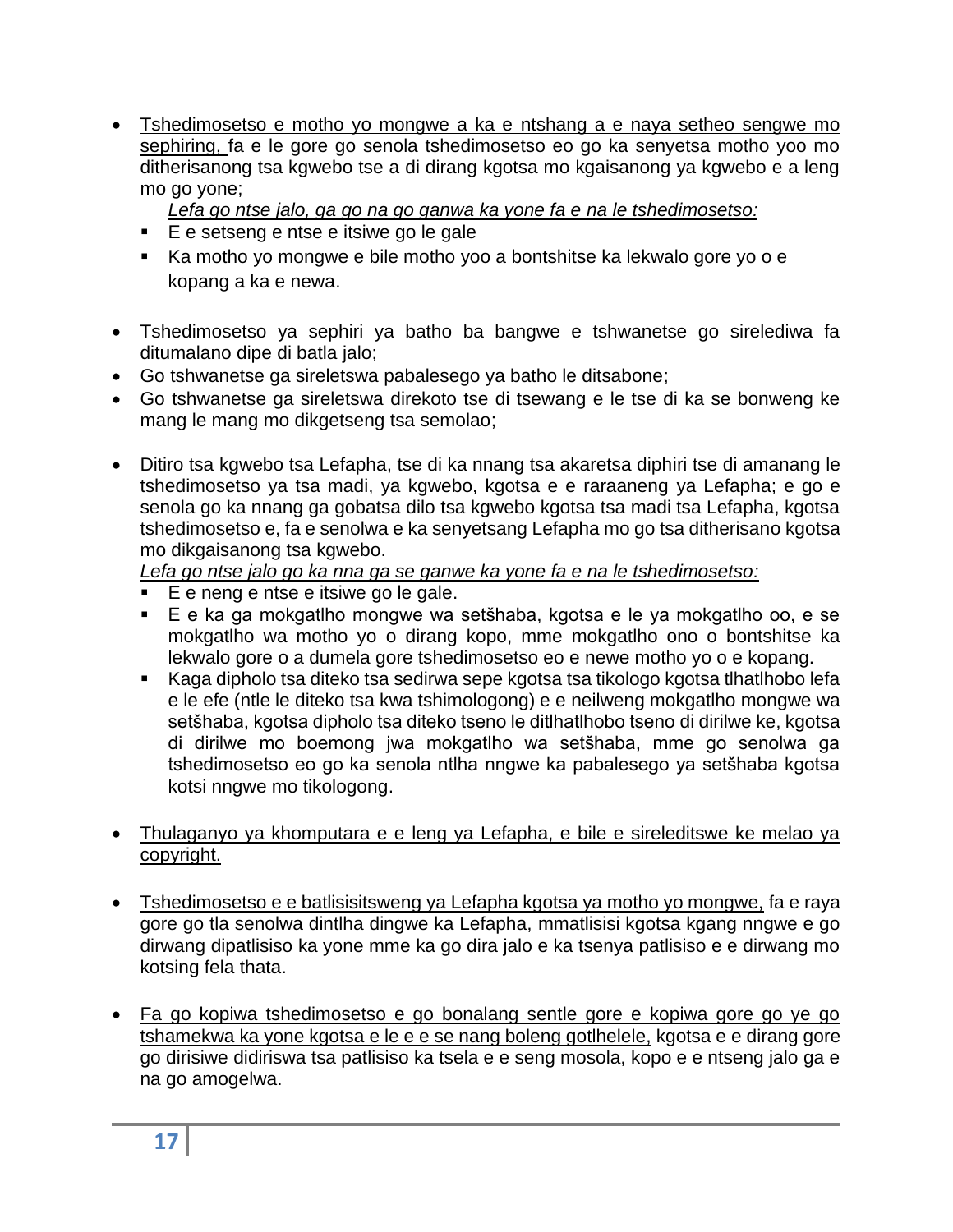- <u>Tshedimosetso e motho yo mongwe a ka e ntshang a e naya setheo sengwe mo sephiring,</u> fa e le gore go senola tshedimosetso eo go ka senyetsa motho yoo mo ditherisanong tsa kgwebo tse a di dirang kgotsa mo kgaisanong ya kgwebo e a leng mo go yone;

  *<u>Lefa go ntse jalo, ga go na go ganwa ka yone fa e na le tshedimosetso:</u>*

  - E e setseng e ntse e itsiwe go le gale
  - Ka motho yo mongwe e bile motho yoo a bontshitse ka lekwalo gore yo o e kopang a ka e newa.

- Tshedimosetso ya sephiri ya batho ba bangwe e tshwanetse go sirelediwa fa ditumalano dipe di batla jalo;
- Go tshwanetse ga sireletswa pabalesego ya batho le ditsabone;
- Go tshwanetse ga sireletswa direkoto tse di tsewang e le tse di ka se bonweng ke mang le mang mo dikgetseng tsa semolao;

- Ditiro tsa kgwebo tsa Lefapha, tse di ka nnang tsa akaretsa diphiri tse di amanang le tshedimosetso ya tsa madi, ya kgwebo, kgotsa e e raraaneng ya Lefapha; e go e senola go ka nnang ga gobatsa dilo tsa kgwebo kgotsa tsa madi tsa Lefapha, kgotsa tshedimosetso e, fa e senolwa e ka senyetsang Lefapha mo go tsa ditherisano kgotsa mo dikgaisanong tsa kgwebo.

  *<u>Lefa go ntse jalo go ka nna ga se ganwe ka yone fa e na le tshedimosetso:</u>*

  - E e neng e ntse e itsiwe go le gale.
  - E e ka ga mokgatlho mongwe wa setšhaba, kgotsa e le ya mokgatlho oo, e se mokgatlho wa motho yo o dirang kopo, mme mokgatlho ono o bontshitse ka lekwalo gore o a dumela gore tshedimosetso eo e newe motho yo o e kopang.
  - Kaga dipholo tsa diteko tsa sedirwa sepe kgotsa tsa tikologo kgotsa tlhatlhobo lefa e le efe (ntle le diteko tsa kwa tshimologong) e e neilweng mokgatlho mongwe wa setšhaba, kgotsa dipholo tsa diteko tseno le ditlhatlhobo tseno di dirilwe ke, kgotsa di dirilwe mo boemong jwa mokgatlho wa setšhaba, mme go senolwa ga tshedimosetso eo go ka senola ntlha nngwe ka pabalesego ya setšhaba kgotsa kotsi nngwe mo tikologong.

- <u>Thulaganyo ya khomputara e e leng ya Lefapha, e bile e sireleditswe ke melao ya copyright.</u>

- <u>Tshedimosetso e e batlisisitsweng ya Lefapha kgotsa ya motho yo mongwe,</u> fa e raya gore go tla senolwa dintlha dingwe ka Lefapha, mmatlisisi kgotsa kgang nngwe e go dirwang dipatlisiso ka yone mme ka go dira jalo e ka tsenya patlisiso e e dirwang mo kotsing fela thata.

- <u>Fa go kopiwa tshedimosetso e go bonalang sentle gore e kopiwa gore go ye go tshamekwa ka yone kgotsa e le e e se nang boleng gotlhelele,</u> kgotsa e e dirang gore go dirisiwe didiriswa tsa patlisiso ka tsela e e seng mosola, kopo e e ntseng jalo ga e na go amogelwa.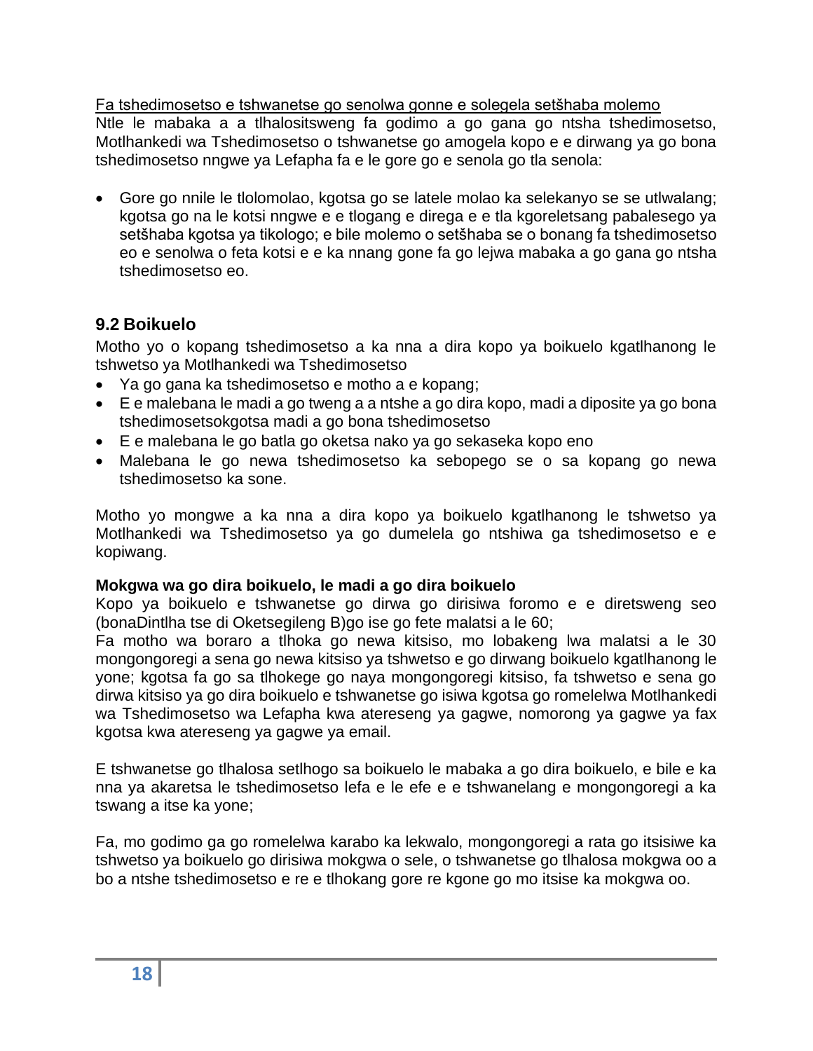Fa tshedimosetso e tshwanetse go senolwa gonne e solegela setšhaba molemo

Ntle le mabaka a a tlhalositsweng fa godimo a go gana go ntsha tshedimosetso, Motlhankedi wa Tshedimosetso o tshwanetse go amogela kopo e e dirwang ya go bona tshedimosetso nngwe ya Lefapha fa e le gore go e senola go tla senola:

- Gore go nnile le tlolomolao, kgotsa go se latele molao ka selekanyo se se utlwalang; kgotsa go na le kotsi nngwe e e tlogang e direga e e tla kgoreletsang pabalesego ya setšhaba kgotsa ya tikologo; e bile molemo o setšhaba se o bonang fa tshedimosetso eo e senolwa o feta kotsi e e ka nnang gone fa go lejwa mabaka a go gana go ntsha tshedimosetso eo.

## 9.2 Boikuelo

Motho yo o kopang tshedimosetso a ka nna a dira kopo ya boikuelo kgatlhanong le tshwetso ya Motlhankedi wa Tshedimosetso

- Ya go gana ka tshedimosetso e motho a e kopang;
- E e malebana le madi a go tweng a a ntshe a go dira kopo, madi a diposite ya go bona tshedimosetsokgotsa madi a go bona tshedimosetso
- E e malebana le go batla go oketsa nako ya go sekaseka kopo eno
- Malebana le go newa tshedimosetso ka sebopego se o sa kopang go newa tshedimosetso ka sone.

Motho yo mongwe a ka nna a dira kopo ya boikuelo kgatlhanong le tshwetso ya Motlhankedi wa Tshedimosetso ya go dumelela go ntshiwa ga tshedimosetso e e kopiwang.

**Mokgwa wa go dira boikuelo, le madi a go dira boikuelo**

Kopo ya boikuelo e tshwanetse go dirwa go dirisiwa foromo e e diretsweng seo (bonaDintlha tse di Oketsegileng B)go ise go fete malatsi a le 60;

Fa motho wa boraro a tlhoka go newa kitsiso, mo lobakeng lwa malatsi a le 30 mongongoregi a sena go newa kitsiso ya tshwetso e go dirwang boikuelo kgatlhanong le yone; kgotsa fa go sa tlhokege go naya mongongoregi kitsiso, fa tshwetso e sena go dirwa kitsiso ya go dira boikuelo e tshwanetse go isiwa kgotsa go romelelwa Motlhankedi wa Tshedimosetso wa Lefapha kwa atereseng ya gagwe, nomorong ya gagwe ya fax kgotsa kwa atereseng ya gagwe ya email.

E tshwanetse go tlhalosa setlhogo sa boikuelo le mabaka a go dira boikuelo, e bile e ka nna ya akaretsa le tshedimosetso lefa e le efe e e tshwanelang e mongongoregi a ka tswang a itse ka yone;

Fa, mo godimo ga go romelelwa karabo ka lekwalo, mongongoregi a rata go itsisiwe ka tshwetso ya boikuelo go dirisiwa mokgwa o sele, o tshwanetse go tlhalosa mokgwa oo a bo a ntshe tshedimosetso e re e tlhokang gore re kgone go mo itsise ka mokgwa oo.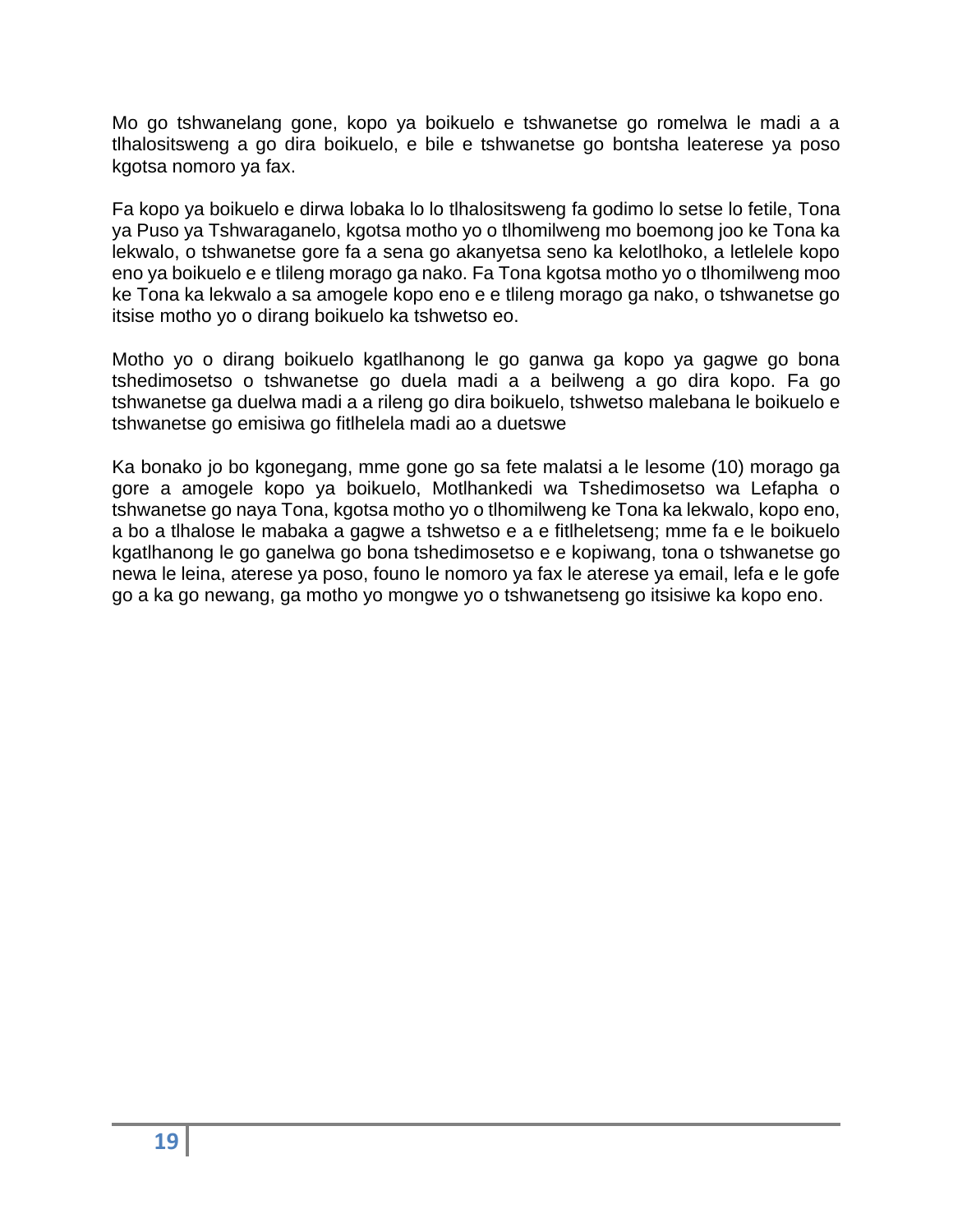Mo go tshwanelang gone, kopo ya boikuelo e tshwanetse go romelwa le madi a a tlhalositsweng a go dira boikuelo, e bile e tshwanetse go bontsha leaterese ya poso kgotsa nomoro ya fax.

Fa kopo ya boikuelo e dirwa lobaka lo lo tlhalositsweng fa godimo lo setse lo fetile, Tona ya Puso ya Tshwaraganelo, kgotsa motho yo o tlhomilweng mo boemong joo ke Tona ka lekwalo, o tshwanetse gore fa a sena go akanyetsa seno ka kelotlhoko, a letlelele kopo eno ya boikuelo e e tlileng morago ga nako. Fa Tona kgotsa motho yo o tlhomilweng moo ke Tona ka lekwalo a sa amogele kopo eno e e tlileng morago ga nako, o tshwanetse go itsise motho yo o dirang boikuelo ka tshwetso eo.

Motho yo o dirang boikuelo kgatlhanong le go ganwa ga kopo ya gagwe go bona tshedimosetso o tshwanetse go duela madi a a beilweng a go dira kopo. Fa go tshwanetse ga duelwa madi a a rileng go dira boikuelo, tshwetso malebana le boikuelo e tshwanetse go emisiwa go fitlhelela madi ao a duetswe

Ka bonako jo bo kgonegang, mme gone go sa fete malatsi a le lesome (10) morago ga gore a amogele kopo ya boikuelo, Motlhankedi wa Tshedimosetso wa Lefapha o tshwanetse go naya Tona, kgotsa motho yo o tlhomilweng ke Tona ka lekwalo, kopo eno, a bo a tlhalose le mabaka a gagwe a tshwetso e a e fitlheletseng; mme fa e le boikuelo kgatlhanong le go ganelwa go bona tshedimosetso e e kopiwang, tona o tshwanetse go newa le leina, aterese ya poso, founo le nomoro ya fax le aterese ya email, lefa e le gofe go a ka go newang, ga motho yo mongwe yo o tshwanetseng go itsisiwe ka kopo eno.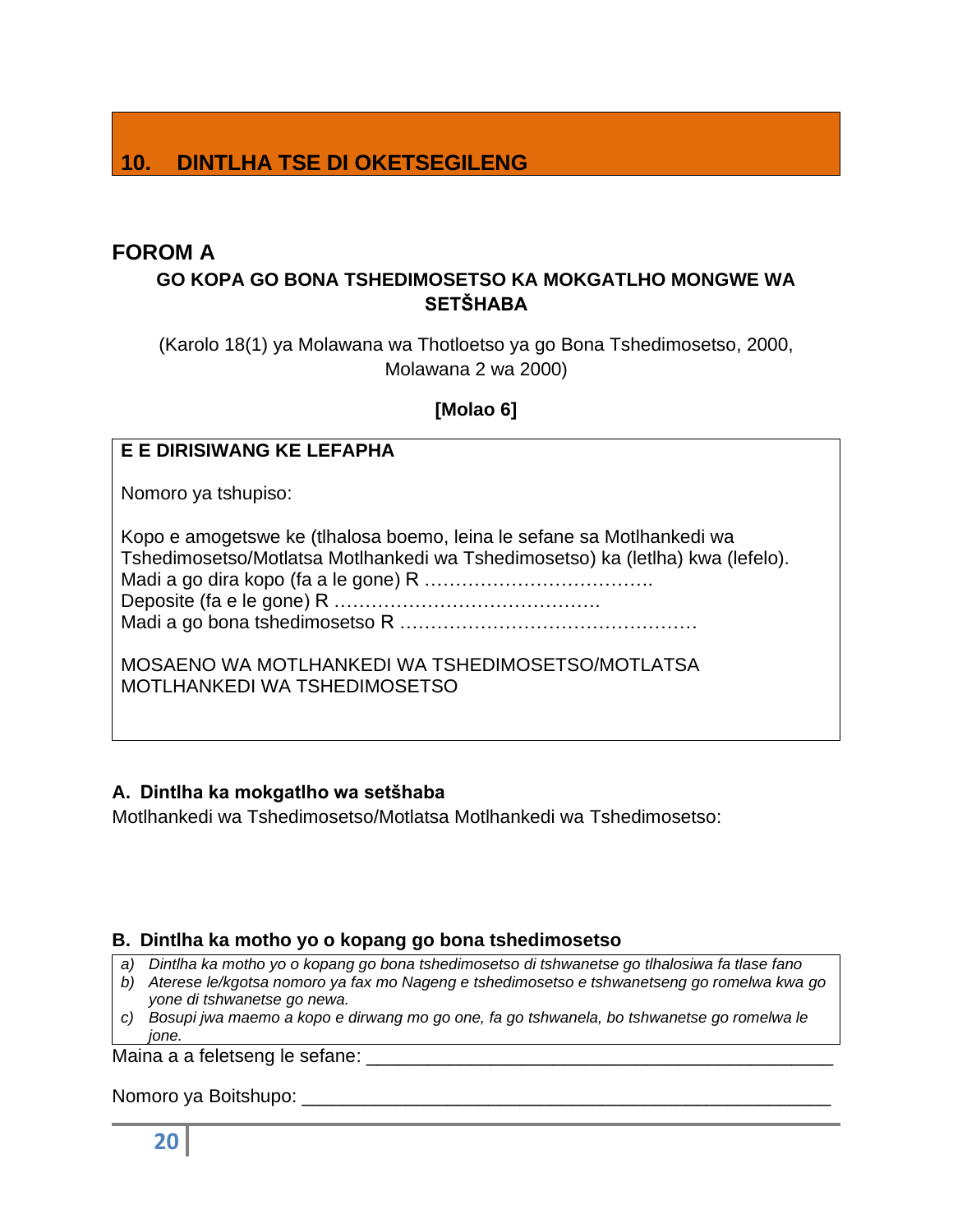# 10. DINTLHA TSE DI OKETSEGILENG

## FOROM A

**GO KOPA GO BONA TSHEDIMOSETSO KA MOKGATLHO MONGWE WA SETŠHABA**

(Karolo 18(1) ya Molawana wa Thotloetso ya go Bona Tshedimosetso, 2000, Molawana 2 wa 2000)

**[Molao 6]**

**E E DIRISIWANG KE LEFAPHA**

Nomoro ya tshupiso:

Kopo e amogetswe ke (tlhalosa boemo, leina le sefane sa Motlhankedi wa Tshedimosetso/Motlatsa Motlhankedi wa Tshedimosetso) ka (letlha) kwa (lefelo).
Madi a go dira kopo (fa a le gone) R ……………………………….
Deposite (fa e le gone) R …………………………………….
Madi a go bona tshedimosetso R …………………………………………

MOSAENO WA MOTLHANKEDI WA TSHEDIMOSETSO/MOTLATSA MOTLHANKEDI WA TSHEDIMOSETSO

### A. Dintlha ka mokgatlho wa setšhaba

Motlhankedi wa Tshedimosetso/Motlatsa Motlhankedi wa Tshedimosetso:

### B. Dintlha ka motho yo o kopang go bona tshedimosetso

*a) Dintlha ka motho yo o kopang go bona tshedimosetso di tshwanetse go tlhalosiwa fa tlase fano*
*b) Aterese le/kgotsa nomoro ya fax mo Nageng e tshedimosetso e tshwanetseng go romelwa kwa go yone di tshwanetse go newa.*
*c) Bosupi jwa maemo a kopo e dirwang mo go one, fa go tshwanela, bo tshwanetse go romelwa le jone.*

Maina a a feletseng le sefane: _______________________________________________

Nomoro ya Boitshupo: ____________________________________________________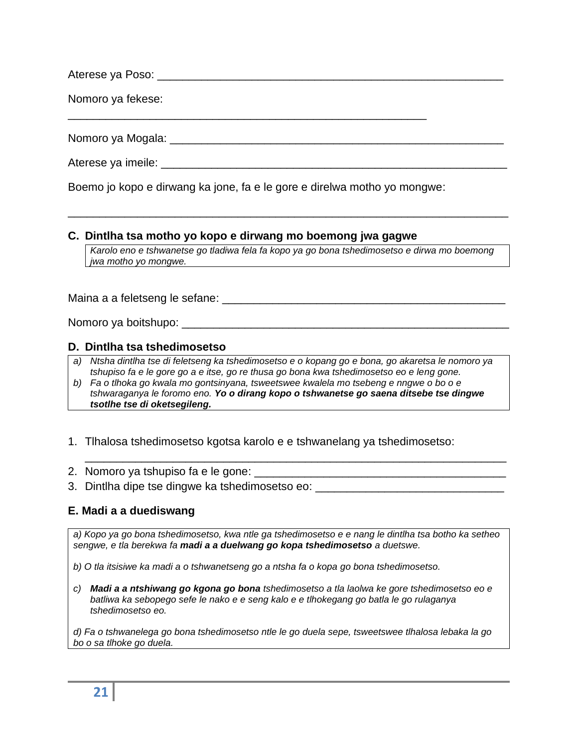Aterese ya Poso: ______________________________________________________

Nomoro ya fekese:

__________________________________________________________

Nomoro ya Mogala: ____________________________________________________

Aterese ya imeile: _____________________________________________________

Boemo jo kopo e dirwang ka jone, fa e le gore e direlwa motho yo mongwe:

_____________________________________________________________________

## C. Dintlha tsa motho yo kopo e dirwang mo boemong jwa gagwe

*Karolo eno e tshwanetse go tladiwa fela fa kopo ya go bona tshedimosetso e dirwa mo boemong jwa motho yo mongwe.*

Maina a a feletseng le sefane: ____________________________________________

Nomoro ya boitshupo: __________________________________________________

## D. Dintlha tsa tshedimosetso

*a) Ntsha dintlha tse di feletseng ka tshedimosetso e o kopang go e bona, go akaretsa le nomoro ya tshupiso fa e le gore go a e itse, go re thusa go bona kwa tshedimosetso eo e leng gone.*
*b) Fa o tlhoka go kwala mo gontsinyana, tsweetswee kwalela mo tsebeng e nngwe o bo o e tshwaraganya le foromo eno.* ***Yo o dirang kopo o tshwanetse go saena ditsebe tse dingwe tsotlhe tse di oketsegileng.***

1. Tlhalosa tshedimosetso kgotsa karolo e e tshwanelang ya tshedimosetso:
   _____________________________________________________________________
2. Nomoro ya tshupiso fa e le gone: ______________________________________
3. Dintlha dipe tse dingwe ka tshedimosetso eo: ____________________________

## E. Madi a a duediswang

*a) Kopo ya go bona tshedimosetso, kwa ntle ga tshedimosetso e e nang le dintlha tsa botho ka setheo sengwe, e tla berekwa fa* ***madi a a duelwang go kopa tshedimosetso*** *a duetswe.*

*b) O tla itsisiwe ka madi a o tshwanetseng go a ntsha fa o kopa go bona tshedimosetso.*

*c)* ***Madi a a ntshiwang go kgona go bona*** *tshedimosetso a tla laolwa ke gore tshedimosetso eo e batliwa ka sebopego sefe le nako e e seng kalo e e tlhokegang go batla le go rulaganya tshedimosetso eo.*

*d) Fa o tshwanelega go bona tshedimosetso ntle le go duela sepe, tsweetswee tlhalosa lebaka la go bo o sa tlhoke go duela.*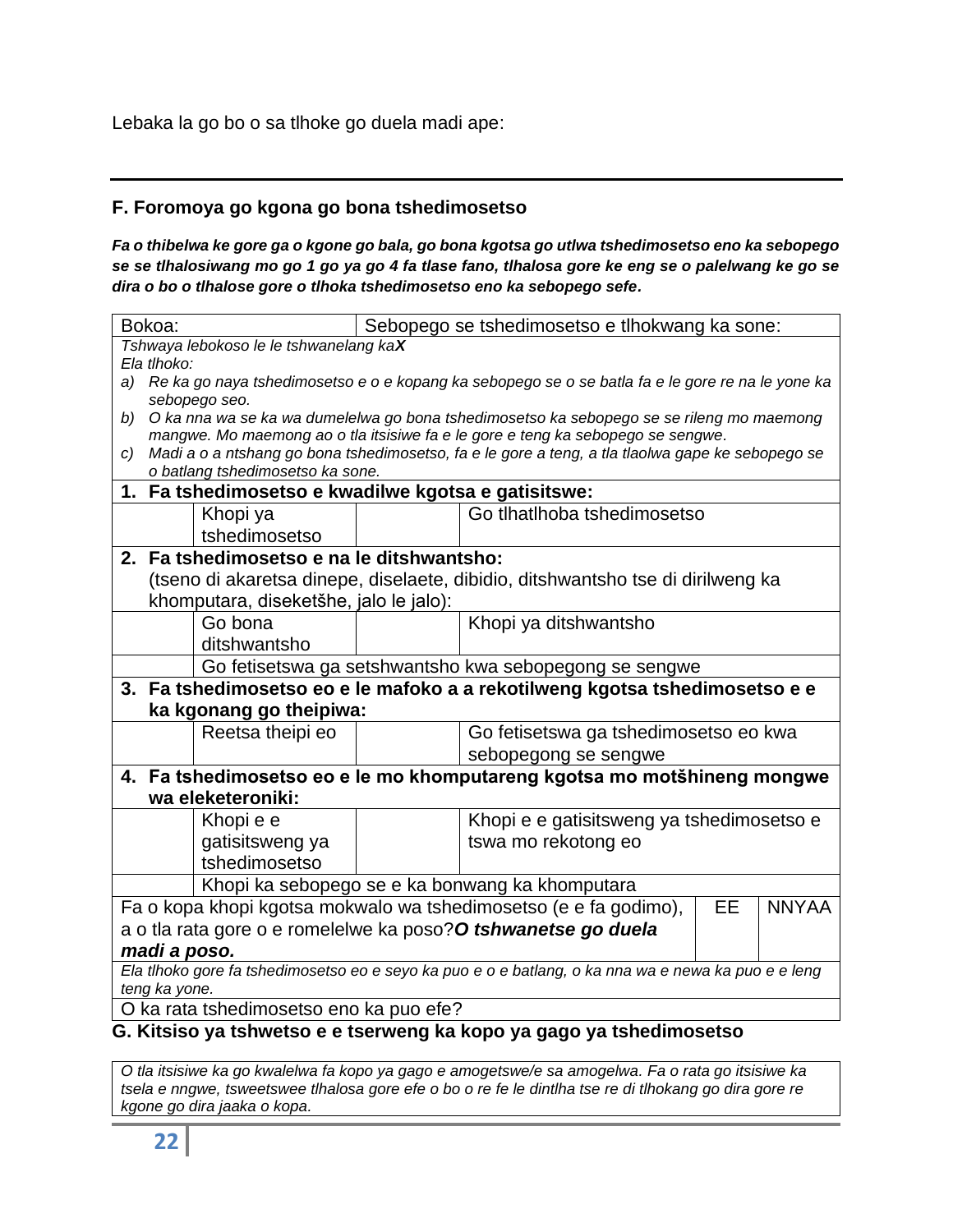Lebaka la go bo o sa tlhoke go duela madi ape:

---

## F. Foromoya go kgona go bona tshedimosetso

***Fa o thibelwa ke gore ga o kgone go bala, go bona kgotsa go utlwa tshedimosetso eno ka sebopego se se tlhalosiwang mo go 1 go ya go 4 fa tlase fano, tlhalosa gore ke eng se o palelwang ke go se dira o bo o tlhalose gore o tlhoka tshedimosetso eno ka sebopego sefe.***

| Bokoa: | | Sebopego se tshedimosetso e tlhokwang ka sone: | | |
|---|---|---|---|---|
| *Tshwaya lebokoso le le tshwanelang ka**X***<br>*Ela tlhoko:*<br>*a) Re ka go naya tshedimosetso e o e kopang ka sebopego se o se batla fa e le gore re na le yone ka sebopego seo.*<br>*b) O ka nna wa se ka wa dumelelwa go bona tshedimosetso ka sebopego se se rileng mo maemong mangwe. Mo maemong ao o tla itsisiwe fa e le gore e teng ka sebopego se sengwe.*<br>*c) Madi a o a ntshang go bona tshedimosetso, fa e le gore a teng, a tla tlaolwa gape ke sebopego se o batlang tshedimosetso ka sone.* | | | | |
| **1. Fa tshedimosetso e kwadilwe kgotsa e gatisitswe:** | | | | |
| | Khopi ya tshedimosetso | | Go tlhatlhoba tshedimosetso | |
| **2. Fa tshedimosetso e na le ditshwantsho:**<br>(tseno di akaretsa dinepe, diselaete, dibidio, ditshwantsho tse di dirilweng ka khomputara, diseketšhe, jalo le jalo): | | | | |
| | Go bona ditshwantsho | | Khopi ya ditshwantsho | |
| | Go fetisetswa ga setshwantsho kwa sebopegong se sengwe | | | |
| **3. Fa tshedimosetso eo e le mafoko a a rekotilweng kgotsa tshedimosetso e e ka kgonang go theipiwa:** | | | | |
| | Reetsa theipi eo | | Go fetisetswa ga tshedimosetso eo kwa sebopegong se sengwe | |
| **4. Fa tshedimosetso eo e le mo khomputareng kgotsa mo motšhineng mongwe wa eleketeroniki:** | | | | |
| | Khopi e e gatisitsweng ya tshedimosetso | | Khopi e e gatisitsweng ya tshedimosetso e tswa mo rekotong eo | |
| | Khopi ka sebopego se e ka bonwang ka khomputara | | | |
| Fa o kopa khopi kgotsa mokwalo wa tshedimosetso (e e fa godimo), a o tla rata gore o e romelelwe ka poso?***O tshwanetse go duela madi a poso.*** | | | EE | NNYAA |
| *Ela tlhoko gore fa tshedimosetso eo e seyo ka puo e o e batlang, o ka nna wa e newa ka puo e e leng teng ka yone.* | | | | |
| O ka rata tshedimosetso eno ka puo efe? | | | | |

## G. Kitsiso ya tshwetso e e tserweng ka kopo ya gago ya tshedimosetso

*O tla itsisiwe ka go kwalelwa fa kopo ya gago e amogetswe/e sa amogelwa. Fa o rata go itsisiwe ka tsela e nngwe, tsweetswee tlhalosa gore efe o bo o re fe le dintlha tse re di tlhokang go dira gore re kgone go dira jaaka o kopa.*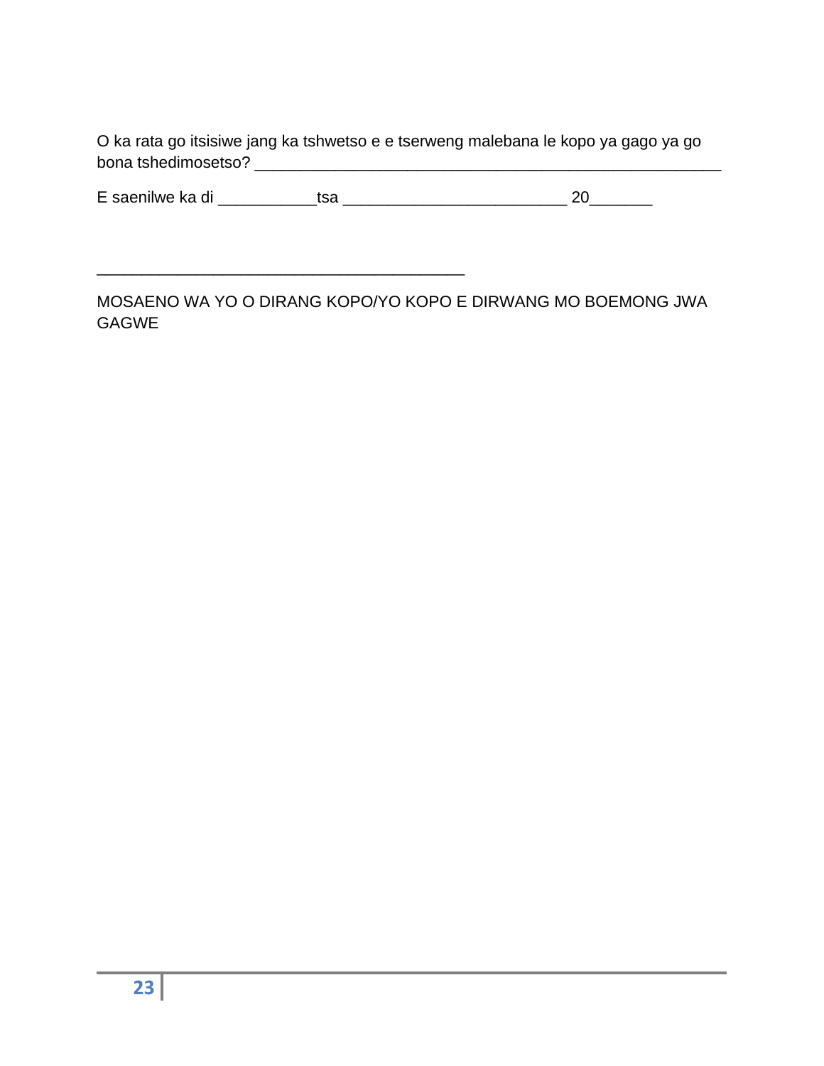O ka rata go itsisiwe jang ka tshwetso e e tserweng malebana le kopo ya gago ya go bona tshedimosetso? _______________________________________________________

E saenilwe ka di ___________tsa _________________________ 20_______

_________________________________________

MOSAENO WA YO O DIRANG KOPO/YO KOPO E DIRWANG MO BOEMONG JWA GAGWE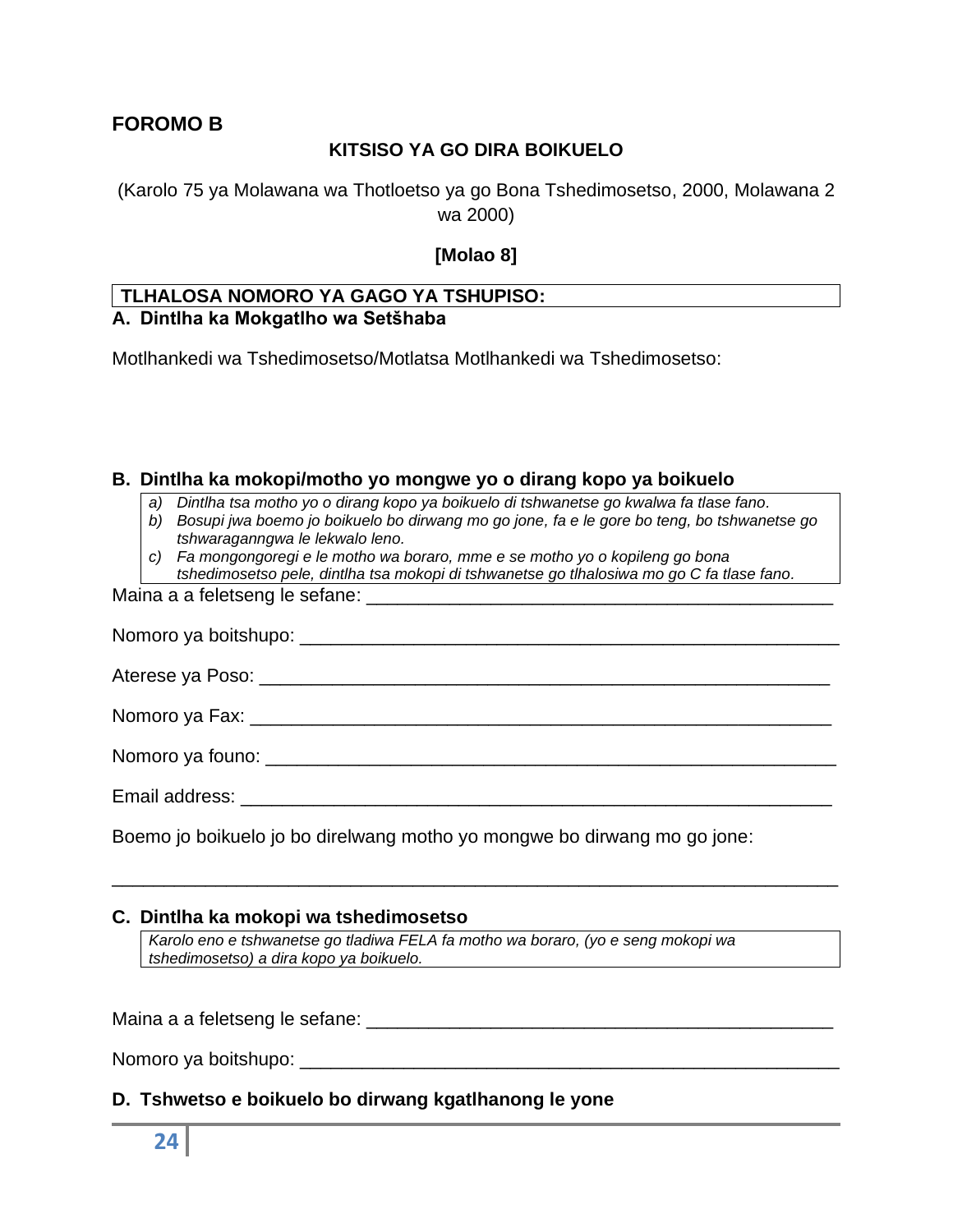**FOROMO B**

**KITSISO YA GO DIRA BOIKUELO**

(Karolo 75 ya Molawana wa Thotloetso ya go Bona Tshedimosetso, 2000, Molawana 2 wa 2000)

**[Molao 8]**

**TLHALOSA NOMORO YA GAGO YA TSHUPISO:**

**A. Dintlha ka Mokgatlho wa Setšhaba**

Motlhankedi wa Tshedimosetso/Motlatsa Motlhankedi wa Tshedimosetso:

**B. Dintlha ka mokopi/motho yo mongwe yo o dirang kopo ya boikuelo**

*a) Dintlha tsa motho yo o dirang kopo ya boikuelo di tshwanetse go kwalwa fa tlase fano.*
*b) Bosupi jwa boemo jo boikuelo bo dirwang mo go jone, fa e le gore bo teng, bo tshwanetse go tshwaraganngwa le lekwalo leno.*
*c) Fa mongongoregi e le motho wa boraro, mme e se motho yo o kopileng go bona tshedimosetso pele, dintlha tsa mokopi di tshwanetse go tlhalosiwa mo go C fa tlase fano.*

Maina a a feletseng le sefane: ______________________________________________

Nomoro ya boitshupo: ____________________________________________________

Aterese ya Poso: _______________________________________________________

Nomoro ya Fax: ________________________________________________________

Nomoro ya founo: _______________________________________________________

Email address: _________________________________________________________

Boemo jo boikuelo jo bo direlwang motho yo mongwe bo dirwang mo go jone:

_______________________________________________________________________

**C. Dintlha ka mokopi wa tshedimosetso**

*Karolo eno e tshwanetse go tladiwa FELA fa motho wa boraro, (yo e seng mokopi wa tshedimosetso) a dira kopo ya boikuelo.*

Maina a a feletseng le sefane: ______________________________________________

Nomoro ya boitshupo: ____________________________________________________

**D. Tshwetso e boikuelo bo dirwang kgatlhanong le yone**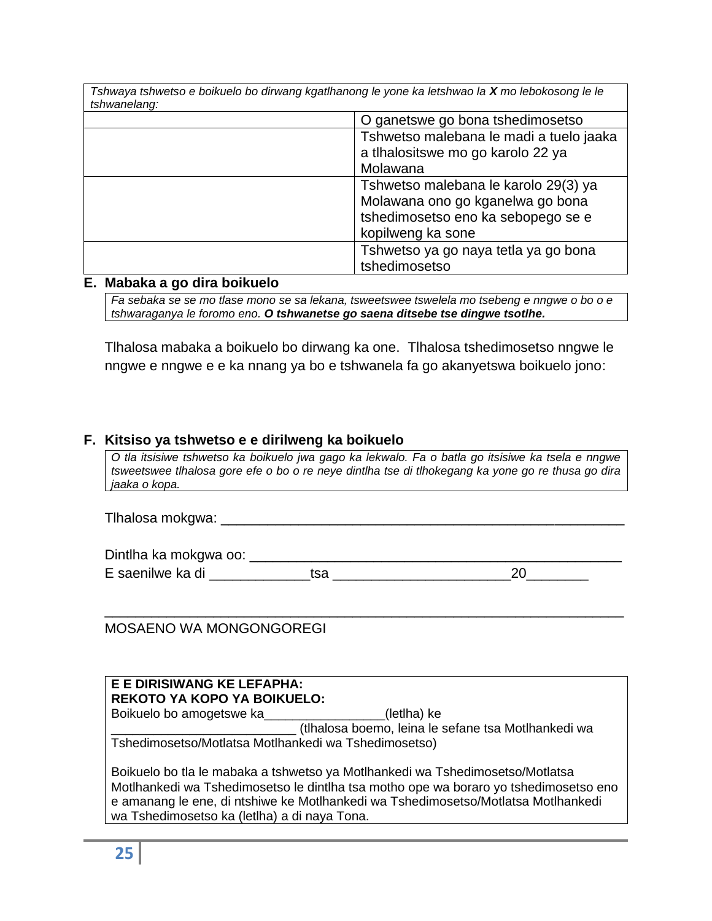| *Tshwaya tshwetso e boikuelo bo dirwang kgatlhanong le yone ka letshwao la **X** mo lebokosong le le tshwanelang:* | |
|---|---|
| | O ganetswe go bona tshedimosetso |
| | Tshwetso malebana le madi a tuelo jaaka a tlhalositswe mo go karolo 22 ya Molawana |
| | Tshwetso malebana le karolo 29(3) ya Molawana ono go kganelwa go bona tshedimosetso eno ka sebopego se e kopilweng ka sone |
| | Tshwetso ya go naya tetla ya go bona tshedimosetso |

## E. Mabaka a go dira boikuelo

*Fa sebaka se se mo tlase mono se sa lekana, tsweetswee tswelela mo tsebeng e nngwe o bo o e tshwaraganya le foromo eno.* ***O tshwanetse go saena ditsebe tse dingwe tsotlhe.***

Tlhalosa mabaka a boikuelo bo dirwang ka one. Tlhalosa tshedimosetso nngwe le nngwe e nngwe e e ka nnang ya bo e tshwanela fa go akanyetswa boikuelo jono:

## F. Kitsiso ya tshwetso e e dirilweng ka boikuelo

*O tla itsisiwe tshwetso ka boikuelo jwa gago ka lekwalo. Fa o batla go itsisiwe ka tsela e nngwe tsweetswee tlhalosa gore efe o bo o re neye dintlha tse di tlhokegang ka yone go re thusa go dira jaaka o kopa.*

Tlhalosa mokgwa: ______________________________________________________

Dintlha ka mokgwa oo: __________________________________________________

E saenilwe ka di ____________tsa ______________________20________

______________________________________________________________

MOSAENO WA MONGONGOREGI

**E E DIRISIWANG KE LEFAPHA:**
**REKOTO YA KOPO YA BOIKUELO:**
Boikuelo bo amogetswe ka________________(letlha) ke
_________________________ (tlhalosa boemo, leina le sefane tsa Motlhankedi wa Tshedimosetso/Motlatsa Motlhankedi wa Tshedimosetso)

Boikuelo bo tla le mabaka a tshwetso ya Motlhankedi wa Tshedimosetso/Motlatsa Motlhankedi wa Tshedimosetso le dintlha tsa motho ope wa boraro yo tshedimosetso eno e amanang le ene, di ntshiwe ke Motlhankedi wa Tshedimosetso/Motlatsa Motlhankedi wa Tshedimosetso ka (letlha) a di naya Tona.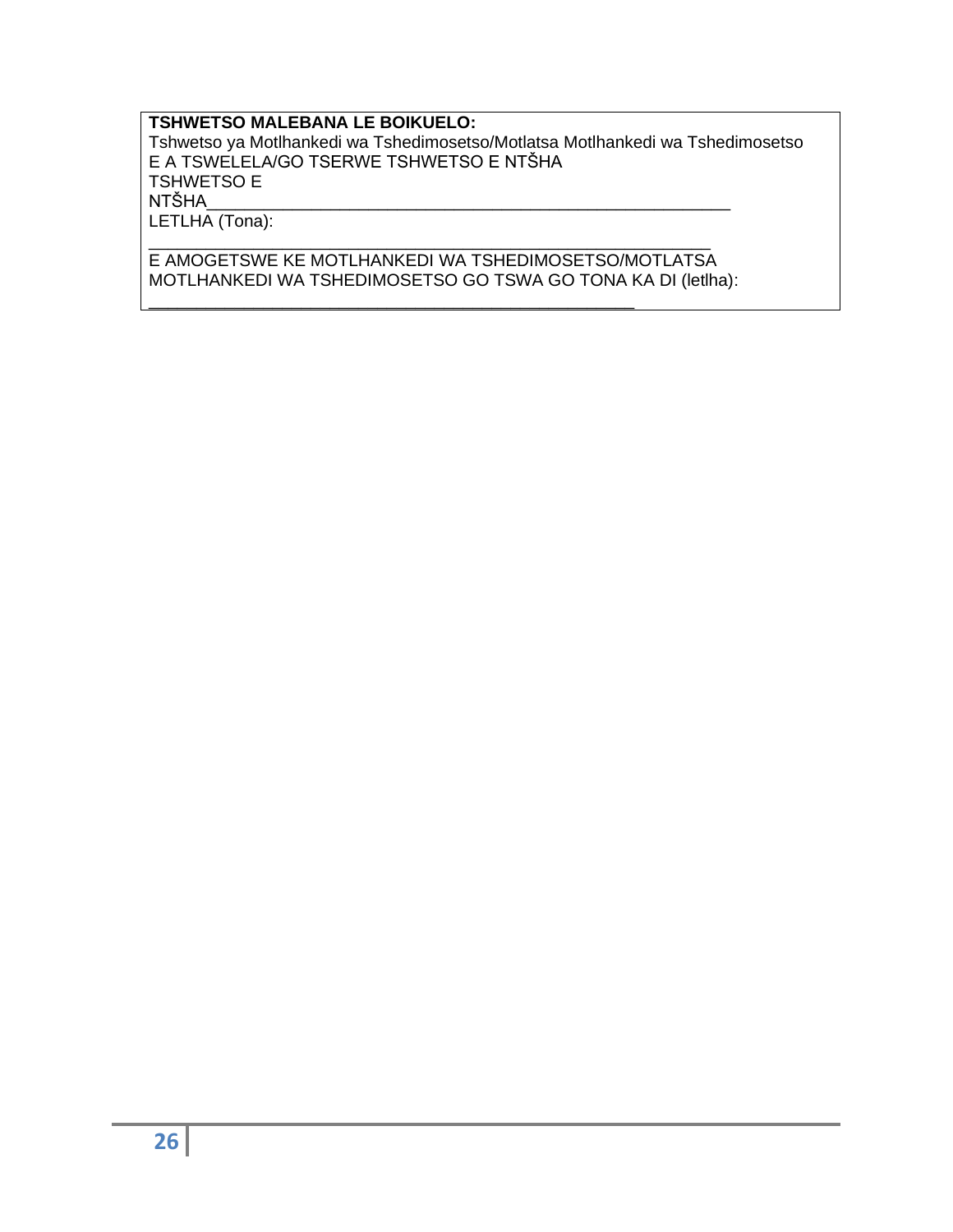**TSHWETSO MALEBANA LE BOIKUELO:**

Tshwetso ya Motlhankedi wa Tshedimosetso/Motlatsa Motlhankedi wa Tshedimosetso E A TSWELELA/GO TSERWE TSHWETSO E NTŠHA

TSHWETSO E NTŠHA_______________________________________________________

LETLHA (Tona):

______________________________________________________________

E AMOGETSWE KE MOTLHANKEDI WA TSHEDIMOSETSO/MOTLATSA MOTLHANKEDI WA TSHEDIMOSETSO GO TSWA GO TONA KA DI (letlha):

______________________________________________________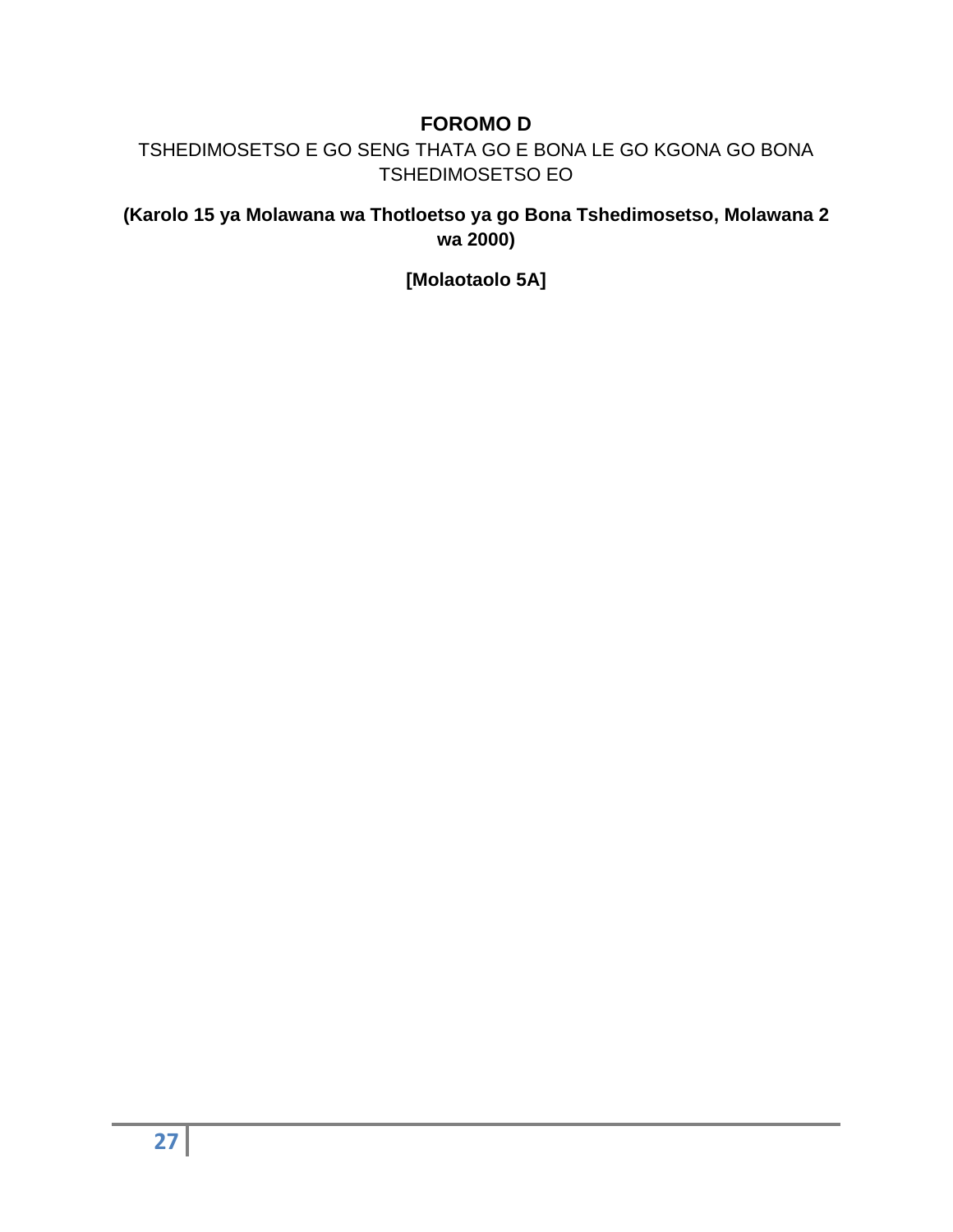# FOROMO D

TSHEDIMOSETSO E GO SENG THATA GO E BONA LE GO KGONA GO BONA TSHEDIMOSETSO EO

**(Karolo 15 ya Molawana wa Thotloetso ya go Bona Tshedimosetso, Molawana 2 wa 2000)**

**[Molaotaolo 5A]**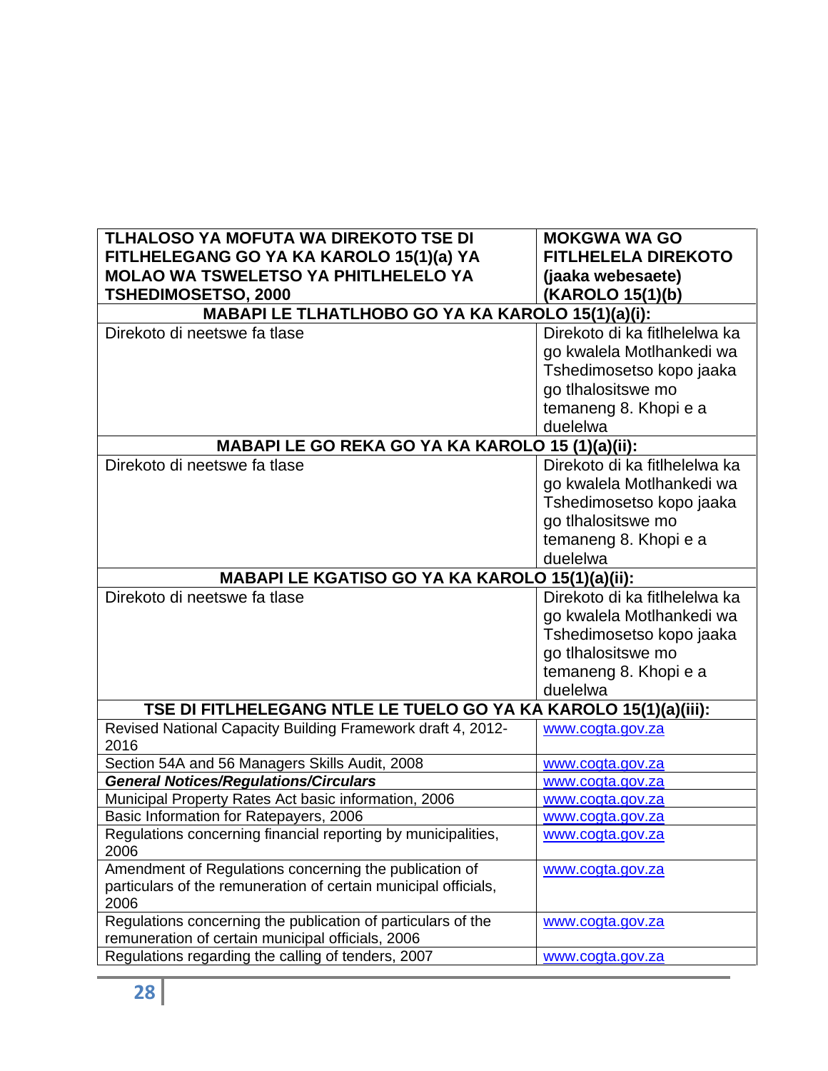| TLHALOSO YA MOFUTA WA DIREKOTO TSE DI FITLHELEGANG GO YA KA KAROLO 15(1)(a) YA MOLAO WA TSWELETSO YA PHITLHELELO YA TSHEDIMOSETSO, 2000 | MOKGWA WA GO FITLHELELA DIREKOTO (jaaka webesaete) (KAROLO 15(1)(b) |
|---|---|
| **MABAPI LE TLHATLHOBO GO YA KA KAROLO 15(1)(a)(i):** | |
| Direkoto di neetswe fa tlase | Direkoto di ka fitlhelelwa ka go kwalela Motlhankedi wa Tshedimosetso kopo jaaka go tlhalositswe mo temaneng 8. Khopi e a duelelwa |
| **MABAPI LE GO REKA GO YA KA KAROLO 15 (1)(a)(ii):** | |
| Direkoto di neetswe fa tlase | Direkoto di ka fitlhelelwa ka go kwalela Motlhankedi wa Tshedimosetso kopo jaaka go tlhalositswe mo temaneng 8. Khopi e a duelelwa |
| **MABAPI LE KGATISO GO YA KA KAROLO 15(1)(a)(ii):** | |
| Direkoto di neetswe fa tlase | Direkoto di ka fitlhelelwa ka go kwalela Motlhankedi wa Tshedimosetso kopo jaaka go tlhalositswe mo temaneng 8. Khopi e a duelelwa |
| **TSE DI FITLHELEGANG NTLE LE TUELO GO YA KA KAROLO 15(1)(a)(iii):** | |
| Revised National Capacity Building Framework draft 4, 2012-2016 | www.cogta.gov.za |
| Section 54A and 56 Managers Skills Audit, 2008 | www.cogta.gov.za |
| ***General Notices/Regulations/Circulars*** | www.cogta.gov.za |
| Municipal Property Rates Act basic information, 2006 | www.cogta.gov.za |
| Basic Information for Ratepayers, 2006 | www.cogta.gov.za |
| Regulations concerning financial reporting by municipalities, 2006 | www.cogta.gov.za |
| Amendment of Regulations concerning the publication of particulars of the remuneration of certain municipal officials, 2006 | www.cogta.gov.za |
| Regulations concerning the publication of particulars of the remuneration of certain municipal officials, 2006 | www.cogta.gov.za |
| Regulations regarding the calling of tenders, 2007 | www.cogta.gov.za |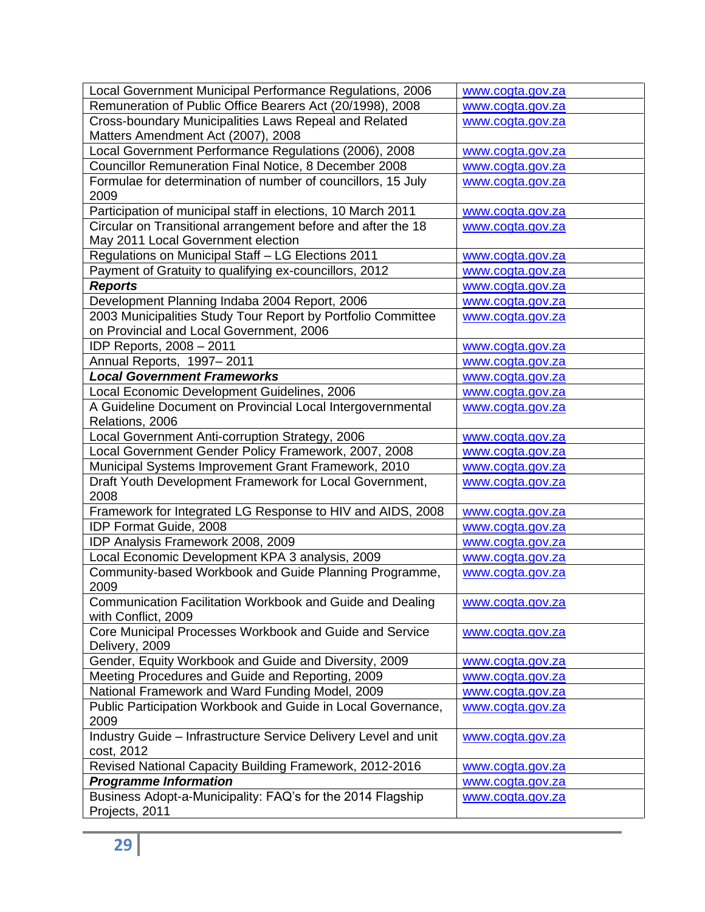| Local Government Municipal Performance Regulations, 2006 | www.cogta.gov.za |
|---|---|
| Remuneration of Public Office Bearers Act (20/1998), 2008 | www.cogta.gov.za |
| Cross-boundary Municipalities Laws Repeal and Related Matters Amendment Act (2007), 2008 | www.cogta.gov.za |
| Local Government Performance Regulations (2006), 2008 | www.cogta.gov.za |
| Councillor Remuneration Final Notice, 8 December 2008 | www.cogta.gov.za |
| Formulae for determination of number of councillors, 15 July 2009 | www.cogta.gov.za |
| Participation of municipal staff in elections, 10 March 2011 | www.cogta.gov.za |
| Circular on Transitional arrangement before and after the 18 May 2011 Local Government election | www.cogta.gov.za |
| Regulations on Municipal Staff – LG Elections 2011 | www.cogta.gov.za |
| Payment of Gratuity to qualifying ex-councillors, 2012 | www.cogta.gov.za |
| ***Reports*** | www.cogta.gov.za |
| Development Planning Indaba 2004 Report, 2006 | www.cogta.gov.za |
| 2003 Municipalities Study Tour Report by Portfolio Committee on Provincial and Local Government, 2006 | www.cogta.gov.za |
| IDP Reports, 2008 – 2011 | www.cogta.gov.za |
| Annual Reports, 1997– 2011 | www.cogta.gov.za |
| ***Local Government Frameworks*** | www.cogta.gov.za |
| Local Economic Development Guidelines, 2006 | www.cogta.gov.za |
| A Guideline Document on Provincial Local Intergovernmental Relations, 2006 | www.cogta.gov.za |
| Local Government Anti-corruption Strategy, 2006 | www.cogta.gov.za |
| Local Government Gender Policy Framework, 2007, 2008 | www.cogta.gov.za |
| Municipal Systems Improvement Grant Framework, 2010 | www.cogta.gov.za |
| Draft Youth Development Framework for Local Government, 2008 | www.cogta.gov.za |
| Framework for Integrated LG Response to HIV and AIDS, 2008 | www.cogta.gov.za |
| IDP Format Guide, 2008 | www.cogta.gov.za |
| IDP Analysis Framework 2008, 2009 | www.cogta.gov.za |
| Local Economic Development KPA 3 analysis, 2009 | www.cogta.gov.za |
| Community-based Workbook and Guide Planning Programme, 2009 | www.cogta.gov.za |
| Communication Facilitation Workbook and Guide and Dealing with Conflict, 2009 | www.cogta.gov.za |
| Core Municipal Processes Workbook and Guide and Service Delivery, 2009 | www.cogta.gov.za |
| Gender, Equity Workbook and Guide and Diversity, 2009 | www.cogta.gov.za |
| Meeting Procedures and Guide and Reporting, 2009 | www.cogta.gov.za |
| National Framework and Ward Funding Model, 2009 | www.cogta.gov.za |
| Public Participation Workbook and Guide in Local Governance, 2009 | www.cogta.gov.za |
| Industry Guide – Infrastructure Service Delivery Level and unit cost, 2012 | www.cogta.gov.za |
| Revised National Capacity Building Framework, 2012-2016 | www.cogta.gov.za |
| ***Programme Information*** | www.cogta.gov.za |
| Business Adopt-a-Municipality: FAQ's for the 2014 Flagship Projects, 2011 | www.cogta.gov.za |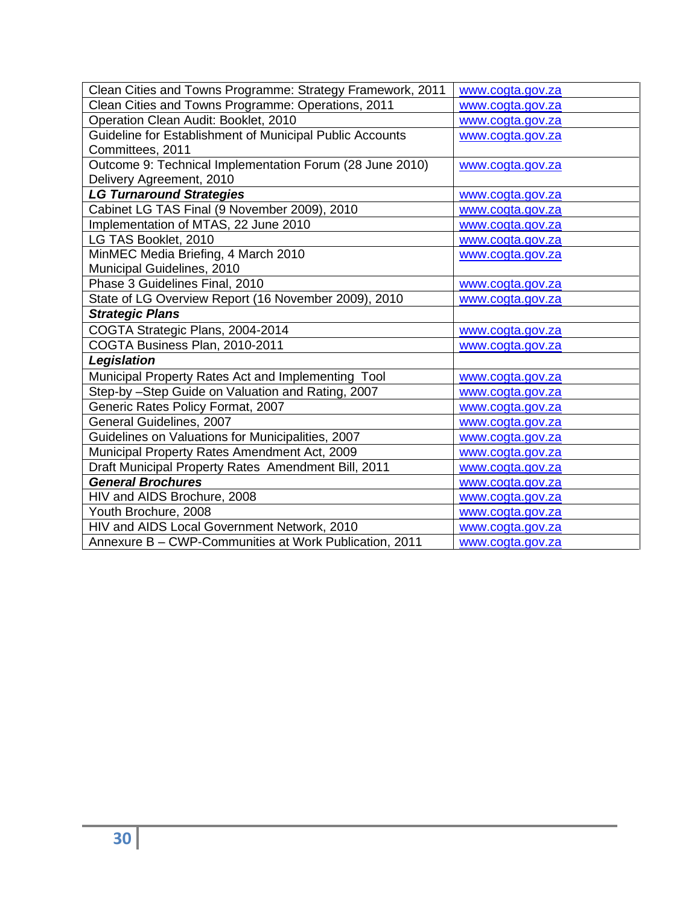| | |
|---|---|
| Clean Cities and Towns Programme: Strategy Framework, 2011 | www.cogta.gov.za |
| Clean Cities and Towns Programme: Operations, 2011 | www.cogta.gov.za |
| Operation Clean Audit: Booklet, 2010 | www.cogta.gov.za |
| Guideline for Establishment of Municipal Public Accounts Committees, 2011 | www.cogta.gov.za |
| Outcome 9: Technical Implementation Forum (28 June 2010) Delivery Agreement, 2010 | www.cogta.gov.za |
| ***LG Turnaround Strategies*** | www.cogta.gov.za |
| Cabinet LG TAS Final (9 November 2009), 2010 | www.cogta.gov.za |
| Implementation of MTAS, 22 June 2010 | www.cogta.gov.za |
| LG TAS Booklet, 2010 | www.cogta.gov.za |
| MinMEC Media Briefing, 4 March 2010 Municipal Guidelines, 2010 | www.cogta.gov.za |
| Phase 3 Guidelines Final, 2010 | www.cogta.gov.za |
| State of LG Overview Report (16 November 2009), 2010 | www.cogta.gov.za |
| ***Strategic Plans*** | |
| COGTA Strategic Plans, 2004-2014 | www.cogta.gov.za |
| COGTA Business Plan, 2010-2011 | www.cogta.gov.za |
| ***Legislation*** | |
| Municipal Property Rates Act and Implementing Tool | www.cogta.gov.za |
| Step-by –Step Guide on Valuation and Rating, 2007 | www.cogta.gov.za |
| Generic Rates Policy Format, 2007 | www.cogta.gov.za |
| General Guidelines, 2007 | www.cogta.gov.za |
| Guidelines on Valuations for Municipalities, 2007 | www.cogta.gov.za |
| Municipal Property Rates Amendment Act, 2009 | www.cogta.gov.za |
| Draft Municipal Property Rates Amendment Bill, 2011 | www.cogta.gov.za |
| ***General Brochures*** | www.cogta.gov.za |
| HIV and AIDS Brochure, 2008 | www.cogta.gov.za |
| Youth Brochure, 2008 | www.cogta.gov.za |
| HIV and AIDS Local Government Network, 2010 | www.cogta.gov.za |
| Annexure B – CWP-Communities at Work Publication, 2011 | www.cogta.gov.za |